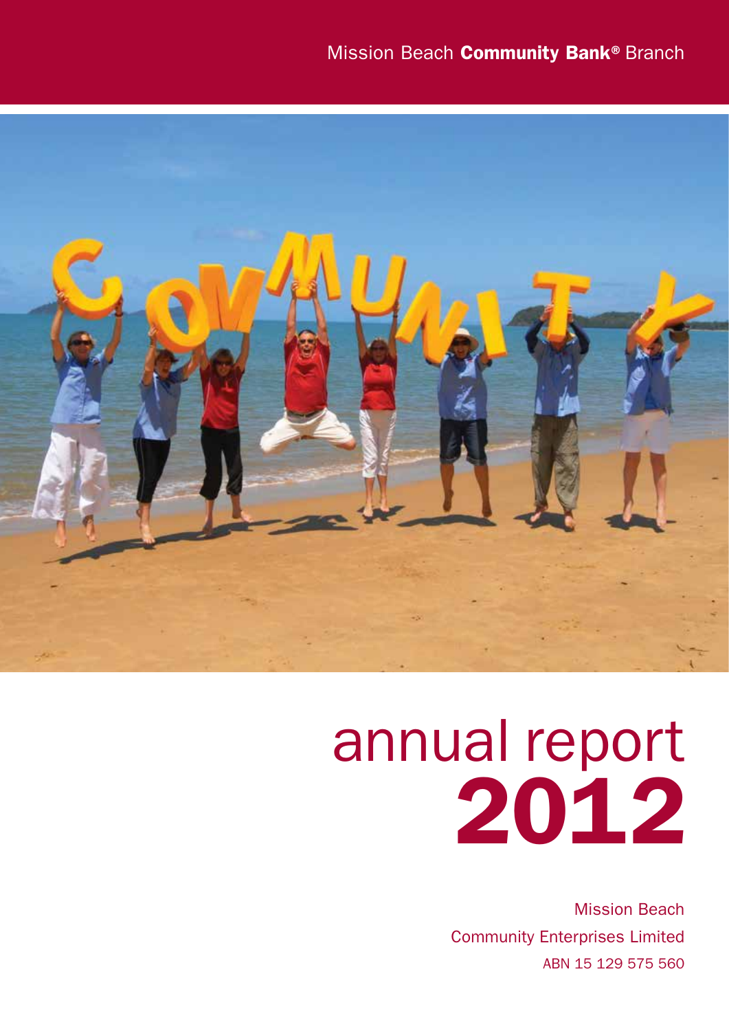Mission Beach **Community Bank®** Branch

# annual report 2012

Mission Beach Community Enterprises Limited

ABN 15 129 575 560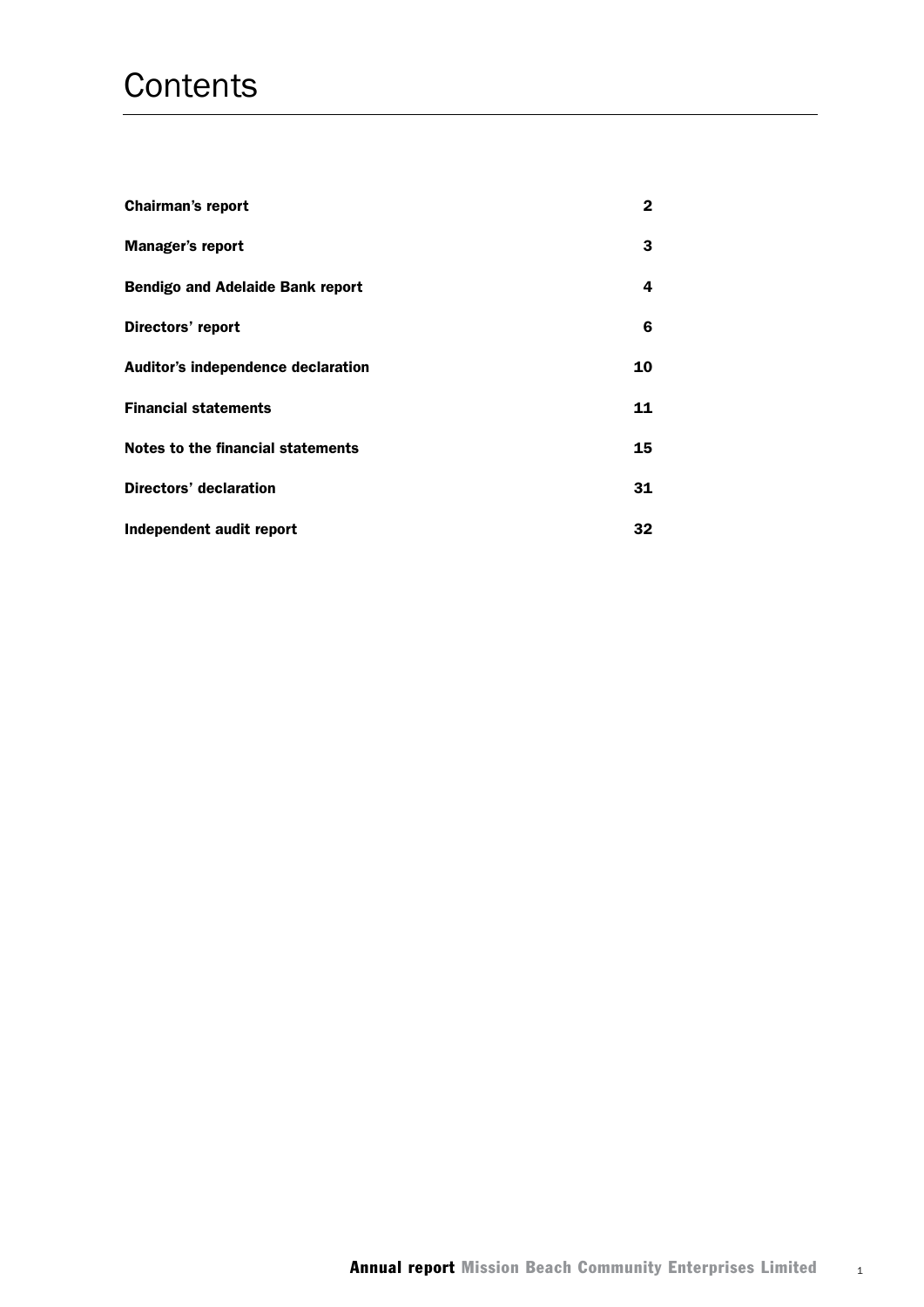# Contents

| | |
|---|---|
| **Chairman's report** | **2** |
| **Manager's report** | **3** |
| **Bendigo and Adelaide Bank report** | **4** |
| **Directors' report** | **6** |
| **Auditor's independence declaration** | **10** |
| **Financial statements** | **11** |
| **Notes to the financial statements** | **15** |
| **Directors' declaration** | **31** |
| **Independent audit report** | **32** |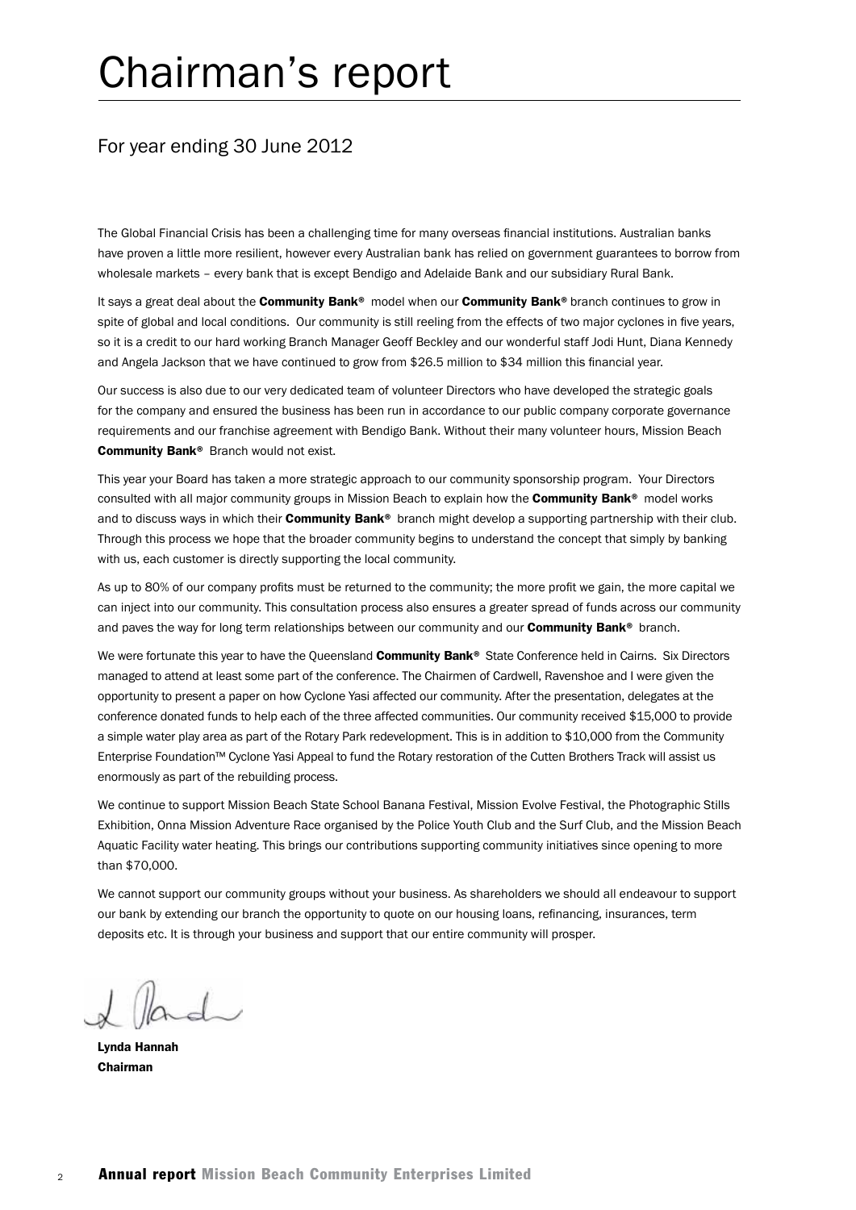# Chairman's report

## For year ending 30 June 2012

The Global Financial Crisis has been a challenging time for many overseas financial institutions. Australian banks have proven a little more resilient, however every Australian bank has relied on government guarantees to borrow from wholesale markets – every bank that is except Bendigo and Adelaide Bank and our subsidiary Rural Bank.

It says a great deal about the **Community Bank®** model when our **Community Bank®** branch continues to grow in spite of global and local conditions. Our community is still reeling from the effects of two major cyclones in five years, so it is a credit to our hard working Branch Manager Geoff Beckley and our wonderful staff Jodi Hunt, Diana Kennedy and Angela Jackson that we have continued to grow from $26.5 million to $34 million this financial year.

Our success is also due to our very dedicated team of volunteer Directors who have developed the strategic goals for the company and ensured the business has been run in accordance to our public company corporate governance requirements and our franchise agreement with Bendigo Bank. Without their many volunteer hours, Mission Beach **Community Bank®** Branch would not exist.

This year your Board has taken a more strategic approach to our community sponsorship program. Your Directors consulted with all major community groups in Mission Beach to explain how the **Community Bank®** model works and to discuss ways in which their **Community Bank®** branch might develop a supporting partnership with their club. Through this process we hope that the broader community begins to understand the concept that simply by banking with us, each customer is directly supporting the local community.

As up to 80% of our company profits must be returned to the community; the more profit we gain, the more capital we can inject into our community. This consultation process also ensures a greater spread of funds across our community and paves the way for long term relationships between our community and our **Community Bank®** branch.

We were fortunate this year to have the Queensland **Community Bank®** State Conference held in Cairns. Six Directors managed to attend at least some part of the conference. The Chairmen of Cardwell, Ravenshoe and I were given the opportunity to present a paper on how Cyclone Yasi affected our community. After the presentation, delegates at the conference donated funds to help each of the three affected communities. Our community received $15,000 to provide a simple water play area as part of the Rotary Park redevelopment. This is in addition to $10,000 from the Community Enterprise Foundation™ Cyclone Yasi Appeal to fund the Rotary restoration of the Cutten Brothers Track will assist us enormously as part of the rebuilding process.

We continue to support Mission Beach State School Banana Festival, Mission Evolve Festival, the Photographic Stills Exhibition, Onna Mission Adventure Race organised by the Police Youth Club and the Surf Club, and the Mission Beach Aquatic Facility water heating. This brings our contributions supporting community initiatives since opening to more than $70,000.

We cannot support our community groups without your business. As shareholders we should all endeavour to support our bank by extending our branch the opportunity to quote on our housing loans, refinancing, insurances, term deposits etc. It is through your business and support that our entire community will prosper.

**Lynda Hannah**
**Chairman**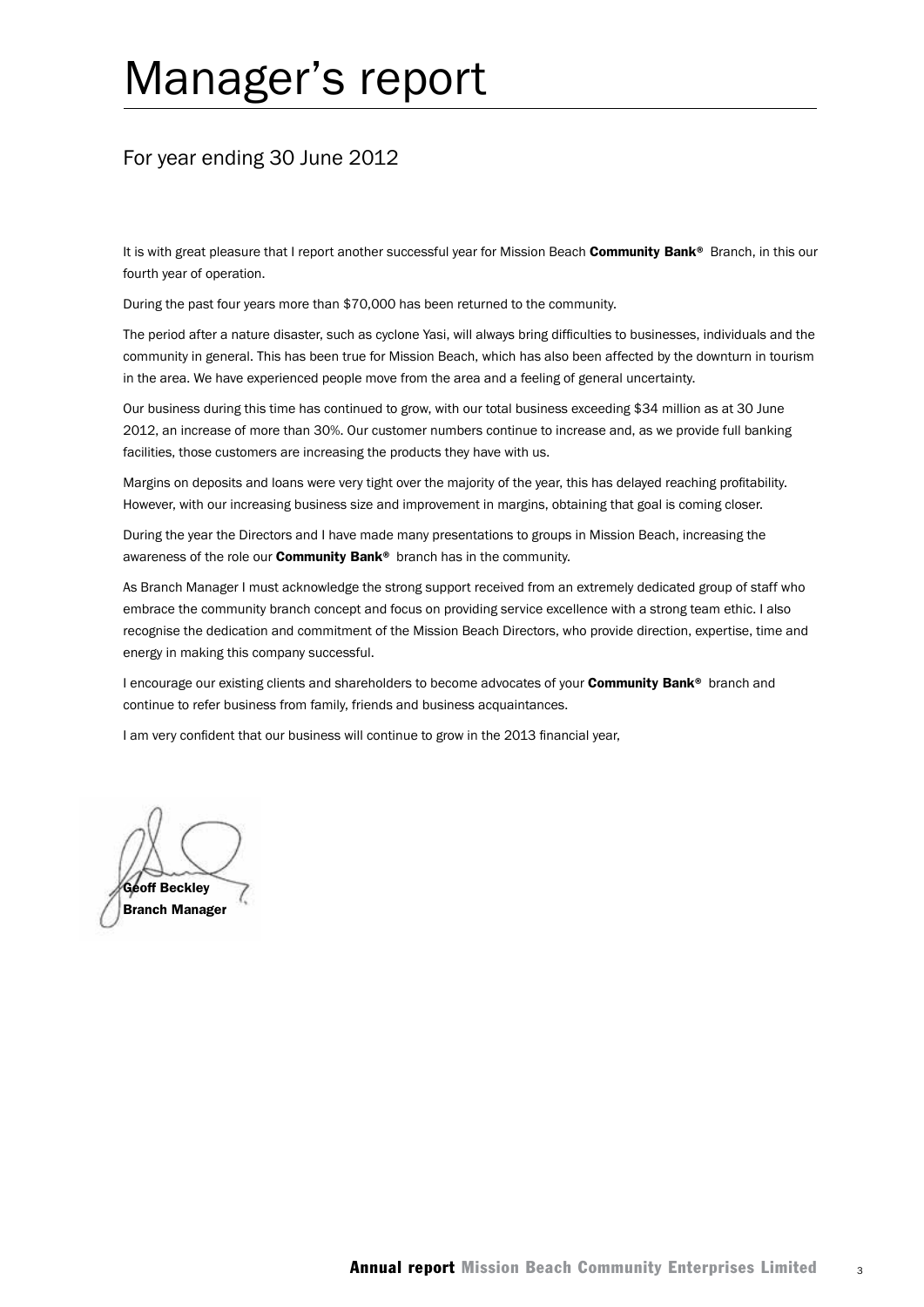# Manager's report

## For year ending 30 June 2012

It is with great pleasure that I report another successful year for Mission Beach **Community Bank®** Branch, in this our fourth year of operation.

During the past four years more than $70,000 has been returned to the community.

The period after a nature disaster, such as cyclone Yasi, will always bring difficulties to businesses, individuals and the community in general. This has been true for Mission Beach, which has also been affected by the downturn in tourism in the area. We have experienced people move from the area and a feeling of general uncertainty.

Our business during this time has continued to grow, with our total business exceeding $34 million as at 30 June 2012, an increase of more than 30%. Our customer numbers continue to increase and, as we provide full banking facilities, those customers are increasing the products they have with us.

Margins on deposits and loans were very tight over the majority of the year, this has delayed reaching profitability. However, with our increasing business size and improvement in margins, obtaining that goal is coming closer.

During the year the Directors and I have made many presentations to groups in Mission Beach, increasing the awareness of the role our **Community Bank®** branch has in the community.

As Branch Manager I must acknowledge the strong support received from an extremely dedicated group of staff who embrace the community branch concept and focus on providing service excellence with a strong team ethic. I also recognise the dedication and commitment of the Mission Beach Directors, who provide direction, expertise, time and energy in making this company successful.

I encourage our existing clients and shareholders to become advocates of your **Community Bank®** branch and continue to refer business from family, friends and business acquaintances.

I am very confident that our business will continue to grow in the 2013 financial year,

**Geoff Beckley**
**Branch Manager**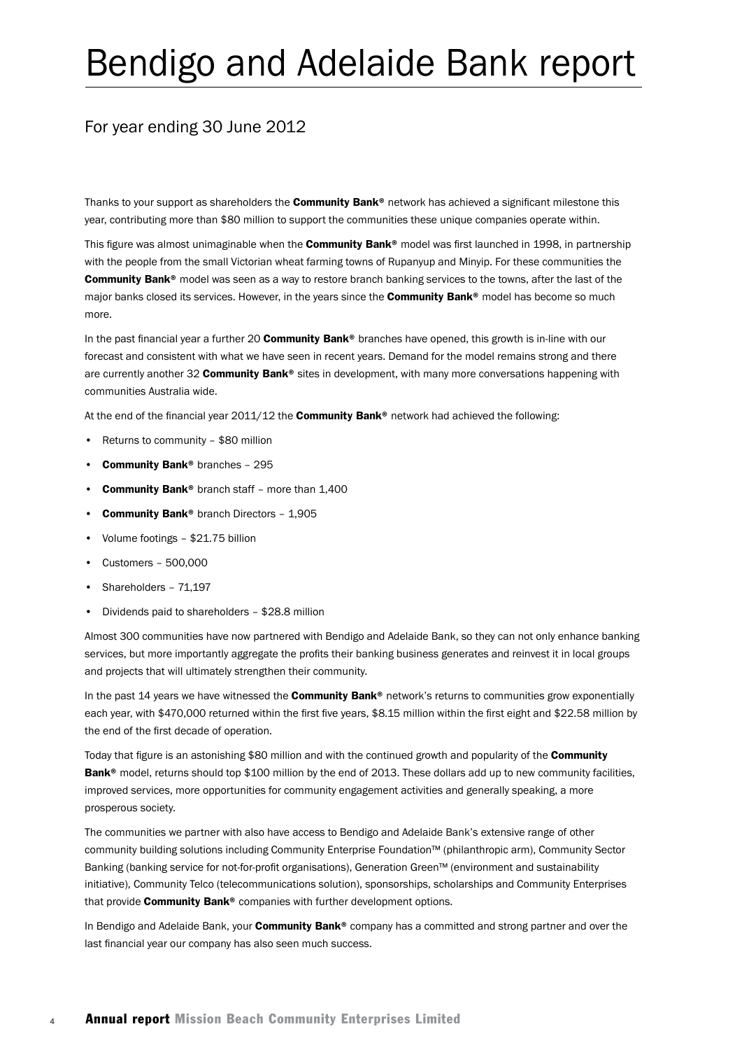# Bendigo and Adelaide Bank report

## For year ending 30 June 2012

Thanks to your support as shareholders the **Community Bank®** network has achieved a significant milestone this year, contributing more than $80 million to support the communities these unique companies operate within.

This figure was almost unimaginable when the **Community Bank®** model was first launched in 1998, in partnership with the people from the small Victorian wheat farming towns of Rupanyup and Minyip. For these communities the **Community Bank®** model was seen as a way to restore branch banking services to the towns, after the last of the major banks closed its services. However, in the years since the **Community Bank®** model has become so much more.

In the past financial year a further 20 **Community Bank®** branches have opened, this growth is in-line with our forecast and consistent with what we have seen in recent years. Demand for the model remains strong and there are currently another 32 **Community Bank®** sites in development, with many more conversations happening with communities Australia wide.

At the end of the financial year 2011/12 the **Community Bank®** network had achieved the following:

- Returns to community – $80 million
- **Community Bank®** branches – 295
- **Community Bank®** branch staff – more than 1,400
- **Community Bank®** branch Directors – 1,905
- Volume footings – $21.75 billion
- Customers – 500,000
- Shareholders – 71,197
- Dividends paid to shareholders – $28.8 million

Almost 300 communities have now partnered with Bendigo and Adelaide Bank, so they can not only enhance banking services, but more importantly aggregate the profits their banking business generates and reinvest it in local groups and projects that will ultimately strengthen their community.

In the past 14 years we have witnessed the **Community Bank®** network's returns to communities grow exponentially each year, with $470,000 returned within the first five years, $8.15 million within the first eight and $22.58 million by the end of the first decade of operation.

Today that figure is an astonishing $80 million and with the continued growth and popularity of the **Community Bank®** model, returns should top $100 million by the end of 2013. These dollars add up to new community facilities, improved services, more opportunities for community engagement activities and generally speaking, a more prosperous society.

The communities we partner with also have access to Bendigo and Adelaide Bank's extensive range of other community building solutions including Community Enterprise Foundation™ (philanthropic arm), Community Sector Banking (banking service for not-for-profit organisations), Generation Green™ (environment and sustainability initiative), Community Telco (telecommunications solution), sponsorships, scholarships and Community Enterprises that provide **Community Bank®** companies with further development options.

In Bendigo and Adelaide Bank, your **Community Bank®** company has a committed and strong partner and over the last financial year our company has also seen much success.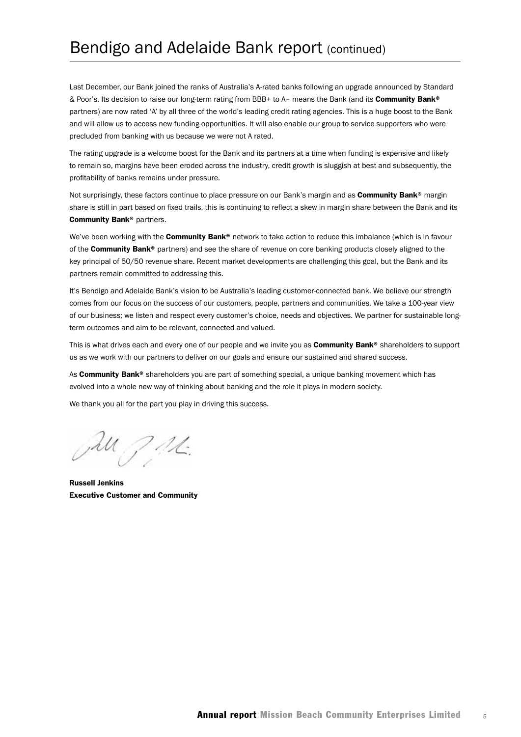# Bendigo and Adelaide Bank report (continued)

Last December, our Bank joined the ranks of Australia's A-rated banks following an upgrade announced by Standard & Poor's. Its decision to raise our long-term rating from BBB+ to A– means the Bank (and its **Community Bank®** partners) are now rated 'A' by all three of the world's leading credit rating agencies. This is a huge boost to the Bank and will allow us to access new funding opportunities. It will also enable our group to service supporters who were precluded from banking with us because we were not A rated.

The rating upgrade is a welcome boost for the Bank and its partners at a time when funding is expensive and likely to remain so, margins have been eroded across the industry, credit growth is sluggish at best and subsequently, the profitability of banks remains under pressure.

Not surprisingly, these factors continue to place pressure on our Bank's margin and as **Community Bank®** margin share is still in part based on fixed trails, this is continuing to reflect a skew in margin share between the Bank and its **Community Bank®** partners.

We've been working with the **Community Bank®** network to take action to reduce this imbalance (which is in favour of the **Community Bank®** partners) and see the share of revenue on core banking products closely aligned to the key principal of 50/50 revenue share. Recent market developments are challenging this goal, but the Bank and its partners remain committed to addressing this.

It's Bendigo and Adelaide Bank's vision to be Australia's leading customer-connected bank. We believe our strength comes from our focus on the success of our customers, people, partners and communities. We take a 100-year view of our business; we listen and respect every customer's choice, needs and objectives. We partner for sustainable long-term outcomes and aim to be relevant, connected and valued.

This is what drives each and every one of our people and we invite you as **Community Bank®** shareholders to support us as we work with our partners to deliver on our goals and ensure our sustained and shared success.

As **Community Bank®** shareholders you are part of something special, a unique banking movement which has evolved into a whole new way of thinking about banking and the role it plays in modern society.

We thank you all for the part you play in driving this success.

**Russell Jenkins**
**Executive Customer and Community**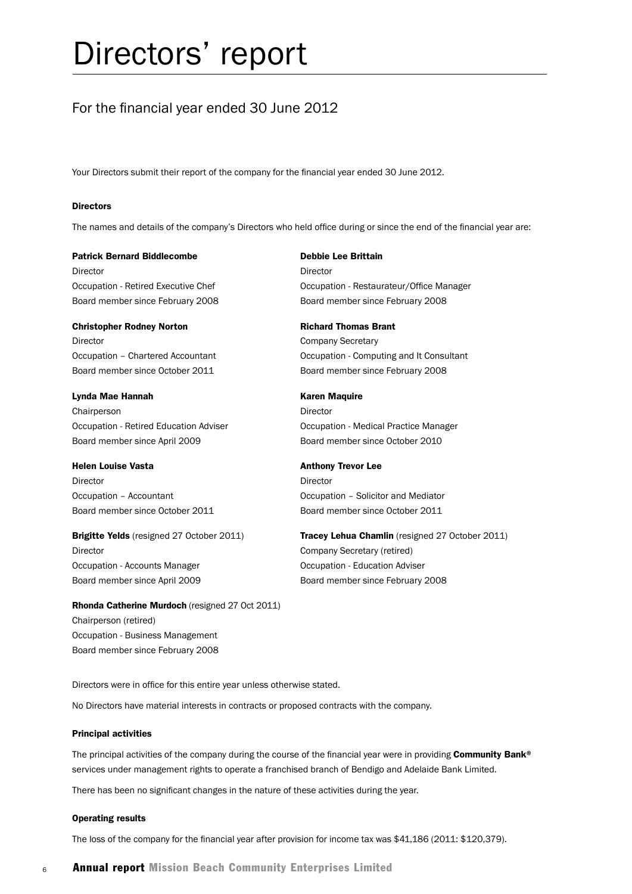# Directors' report

## For the financial year ended 30 June 2012

Your Directors submit their report of the company for the financial year ended 30 June 2012.

### Directors

The names and details of the company's Directors who held office during or since the end of the financial year are:

**Patrick Bernard Biddlecombe**
Director
Occupation - Retired Executive Chef
Board member since February 2008

**Christopher Rodney Norton**
Director
Occupation – Chartered Accountant
Board member since October 2011

**Lynda Mae Hannah**
Chairperson
Occupation - Retired Education Adviser
Board member since April 2009

**Helen Louise Vasta**
Director
Occupation – Accountant
Board member since October 2011

**Brigitte Yelds** (resigned 27 October 2011)
Director
Occupation - Accounts Manager
Board member since April 2009

**Rhonda Catherine Murdoch** (resigned 27 Oct 2011)
Chairperson (retired)
Occupation - Business Management
Board member since February 2008

**Debbie Lee Brittain**
Director
Occupation - Restaurateur/Office Manager
Board member since February 2008

**Richard Thomas Brant**
Company Secretary
Occupation - Computing and It Consultant
Board member since February 2008

**Karen Maquire**
Director
Occupation - Medical Practice Manager
Board member since October 2010

**Anthony Trevor Lee**
Director
Occupation – Solicitor and Mediator
Board member since October 2011

**Tracey Lehua Chamlin** (resigned 27 October 2011)
Company Secretary (retired)
Occupation - Education Adviser
Board member since February 2008

Directors were in office for this entire year unless otherwise stated.

No Directors have material interests in contracts or proposed contracts with the company.

### Principal activities

The principal activities of the company during the course of the financial year were in providing **Community Bank®** services under management rights to operate a franchised branch of Bendigo and Adelaide Bank Limited.

There has been no significant changes in the nature of these activities during the year.

### Operating results

The loss of the company for the financial year after provision for income tax was $41,186 (2011: $120,379).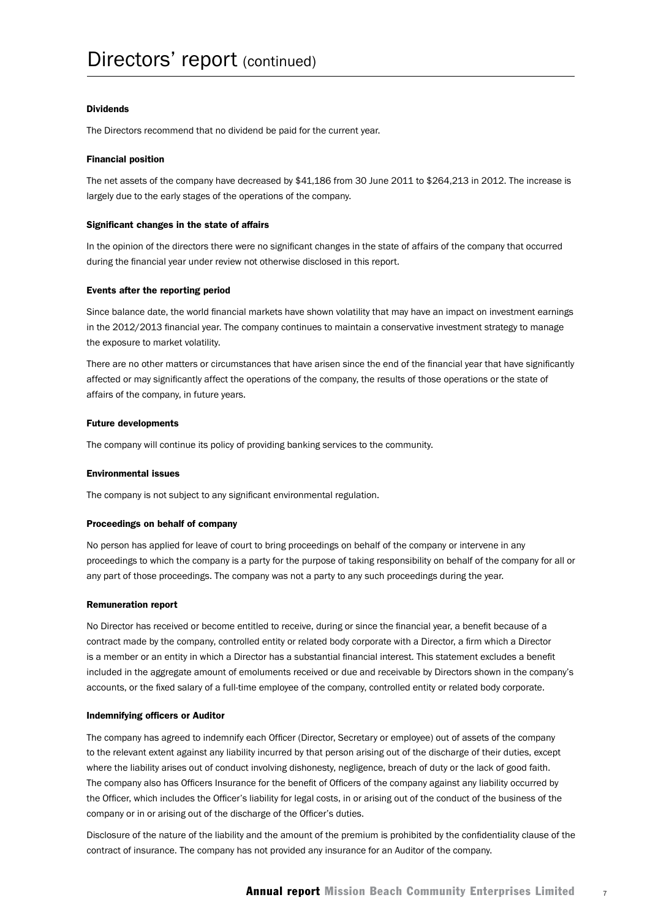# Directors' report (continued)

### Dividends

The Directors recommend that no dividend be paid for the current year.

### Financial position

The net assets of the company have decreased by $41,186 from 30 June 2011 to $264,213 in 2012. The increase is largely due to the early stages of the operations of the company.

### Significant changes in the state of affairs

In the opinion of the directors there were no significant changes in the state of affairs of the company that occurred during the financial year under review not otherwise disclosed in this report.

### Events after the reporting period

Since balance date, the world financial markets have shown volatility that may have an impact on investment earnings in the 2012/2013 financial year. The company continues to maintain a conservative investment strategy to manage the exposure to market volatility.

There are no other matters or circumstances that have arisen since the end of the financial year that have significantly affected or may significantly affect the operations of the company, the results of those operations or the state of affairs of the company, in future years.

### Future developments

The company will continue its policy of providing banking services to the community.

### Environmental issues

The company is not subject to any significant environmental regulation.

### Proceedings on behalf of company

No person has applied for leave of court to bring proceedings on behalf of the company or intervene in any proceedings to which the company is a party for the purpose of taking responsibility on behalf of the company for all or any part of those proceedings. The company was not a party to any such proceedings during the year.

### Remuneration report

No Director has received or become entitled to receive, during or since the financial year, a benefit because of a contract made by the company, controlled entity or related body corporate with a Director, a firm which a Director is a member or an entity in which a Director has a substantial financial interest. This statement excludes a benefit included in the aggregate amount of emoluments received or due and receivable by Directors shown in the company's accounts, or the fixed salary of a full-time employee of the company, controlled entity or related body corporate.

### Indemnifying officers or Auditor

The company has agreed to indemnify each Officer (Director, Secretary or employee) out of assets of the company to the relevant extent against any liability incurred by that person arising out of the discharge of their duties, except where the liability arises out of conduct involving dishonesty, negligence, breach of duty or the lack of good faith. The company also has Officers Insurance for the benefit of Officers of the company against any liability occurred by the Officer, which includes the Officer's liability for legal costs, in or arising out of the conduct of the business of the company or in or arising out of the discharge of the Officer's duties.

Disclosure of the nature of the liability and the amount of the premium is prohibited by the confidentiality clause of the contract of insurance. The company has not provided any insurance for an Auditor of the company.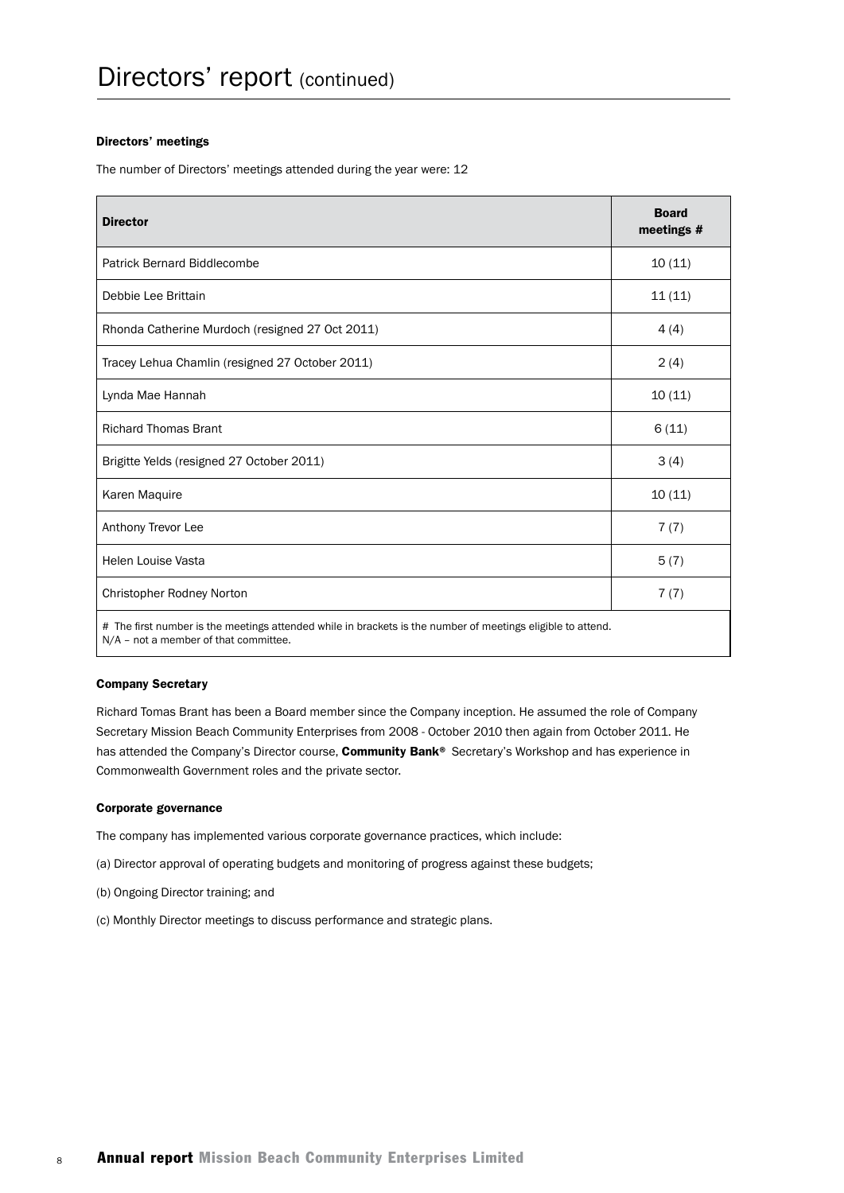# Directors' report (continued)

### Directors' meetings

The number of Directors' meetings attended during the year were: 12

| Director | Board meetings # |
|---|---|
| Patrick Bernard Biddlecombe | 10 (11) |
| Debbie Lee Brittain | 11 (11) |
| Rhonda Catherine Murdoch (resigned 27 Oct 2011) | 4 (4) |
| Tracey Lehua Chamlin (resigned 27 October 2011) | 2 (4) |
| Lynda Mae Hannah | 10 (11) |
| Richard Thomas Brant | 6 (11) |
| Brigitte Yelds (resigned 27 October 2011) | 3 (4) |
| Karen Maquire | 10 (11) |
| Anthony Trevor Lee | 7 (7) |
| Helen Louise Vasta | 5 (7) |
| Christopher Rodney Norton | 7 (7) |

# The first number is the meetings attended while in brackets is the number of meetings eligible to attend.
N/A – not a member of that committee.

### Company Secretary

Richard Tomas Brant has been a Board member since the Company inception. He assumed the role of Company Secretary Mission Beach Community Enterprises from 2008 - October 2010 then again from October 2011. He has attended the Company's Director course, **Community Bank®** Secretary's Workshop and has experience in Commonwealth Government roles and the private sector.

### Corporate governance

The company has implemented various corporate governance practices, which include:

(a) Director approval of operating budgets and monitoring of progress against these budgets;

(b) Ongoing Director training; and

(c) Monthly Director meetings to discuss performance and strategic plans.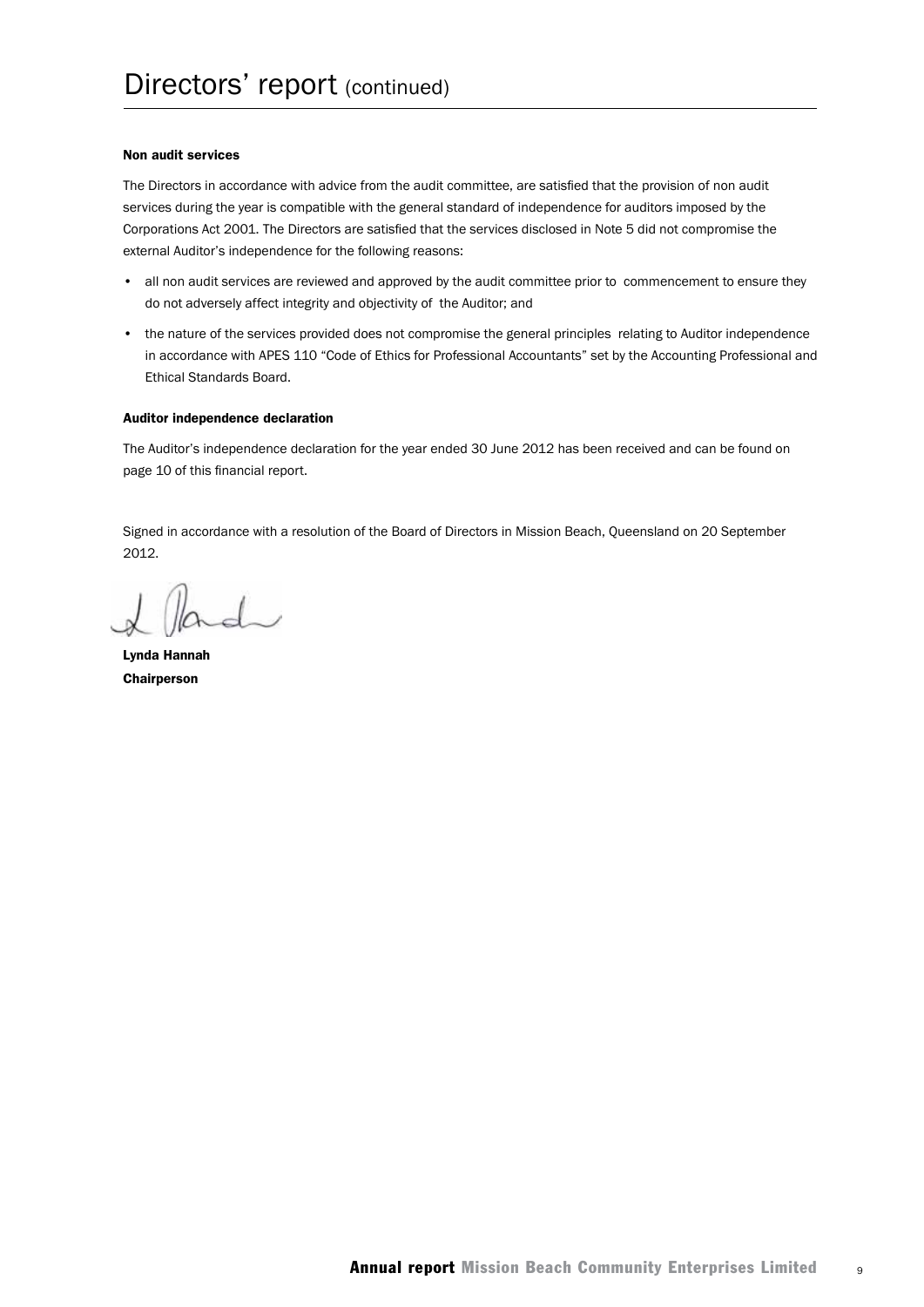# Directors' report (continued)

### Non audit services

The Directors in accordance with advice from the audit committee, are satisfied that the provision of non audit services during the year is compatible with the general standard of independence for auditors imposed by the Corporations Act 2001. The Directors are satisfied that the services disclosed in Note 5 did not compromise the external Auditor's independence for the following reasons:

- all non audit services are reviewed and approved by the audit committee prior to commencement to ensure they do not adversely affect integrity and objectivity of the Auditor; and
- the nature of the services provided does not compromise the general principles relating to Auditor independence in accordance with APES 110 "Code of Ethics for Professional Accountants" set by the Accounting Professional and Ethical Standards Board.

### Auditor independence declaration

The Auditor's independence declaration for the year ended 30 June 2012 has been received and can be found on page 10 of this financial report.

Signed in accordance with a resolution of the Board of Directors in Mission Beach, Queensland on 20 September 2012.

**Lynda Hannah**
**Chairperson**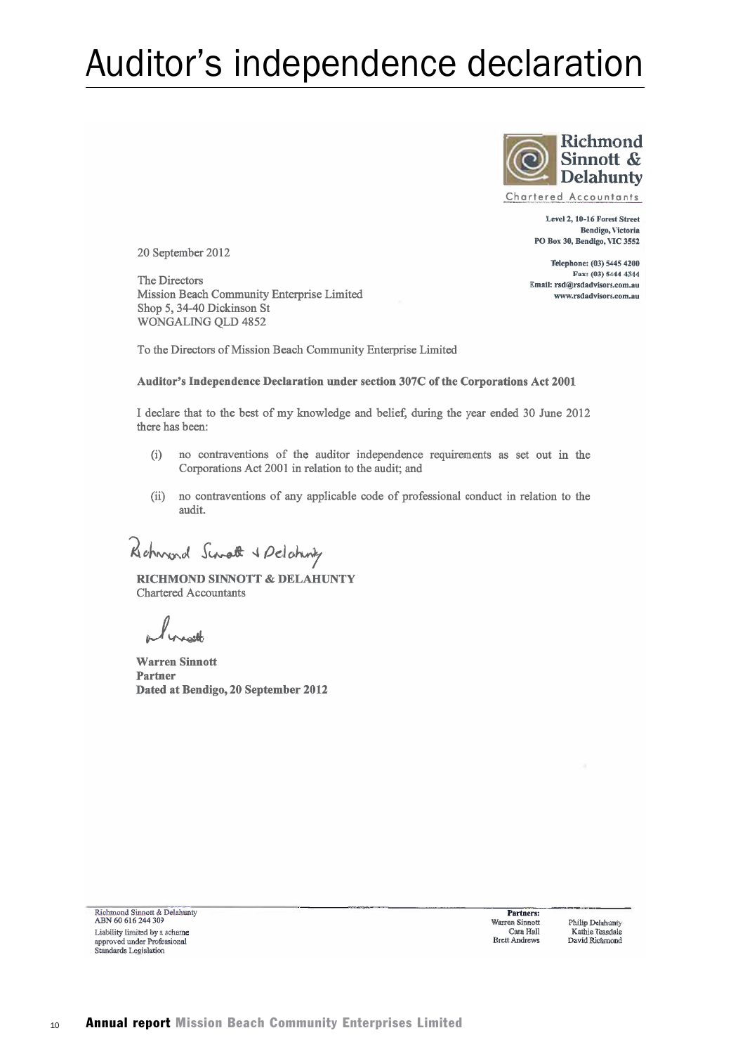# Auditor's independence declaration

**Richmond Sinnott & Delahunty**
Chartered Accountants

**Level 2, 10-16 Forest Street**
**Bendigo, Victoria**
**PO Box 30, Bendigo, VIC 3552**

**Telephone: (03) 5445 4200**
**Fax: (03) 5444 4344**
**Email: rsd@rsdadvisors.com.au**
**www.rsdadvisors.com.au**

20 September 2012

The Directors
Mission Beach Community Enterprise Limited
Shop 5, 34-40 Dickinson St
WONGALING QLD 4852

To the Directors of Mission Beach Community Enterprise Limited

**Auditor's Independence Declaration under section 307C of the Corporations Act 2001**

I declare that to the best of my knowledge and belief, during the year ended 30 June 2012 there has been:

(i) no contraventions of the auditor independence requirements as set out in the Corporations Act 2001 in relation to the audit; and

(ii) no contraventions of any applicable code of professional conduct in relation to the audit.

Richmond Sinnott & Delahunty

**RICHMOND SINNOTT & DELAHUNTY**
Chartered Accountants

**Warren Sinnott**
**Partner**
**Dated at Bendigo, 20 September 2012**

Richmond Sinnott & Delahunty
ABN 60 616 244 309
Liability limited by a scheme approved under Professional Standards Legislation

**Partners:**
Warren Sinnott
Cara Hall
Brett Andrews
Philip Delahunty
Kathie Teasdale
David Richmond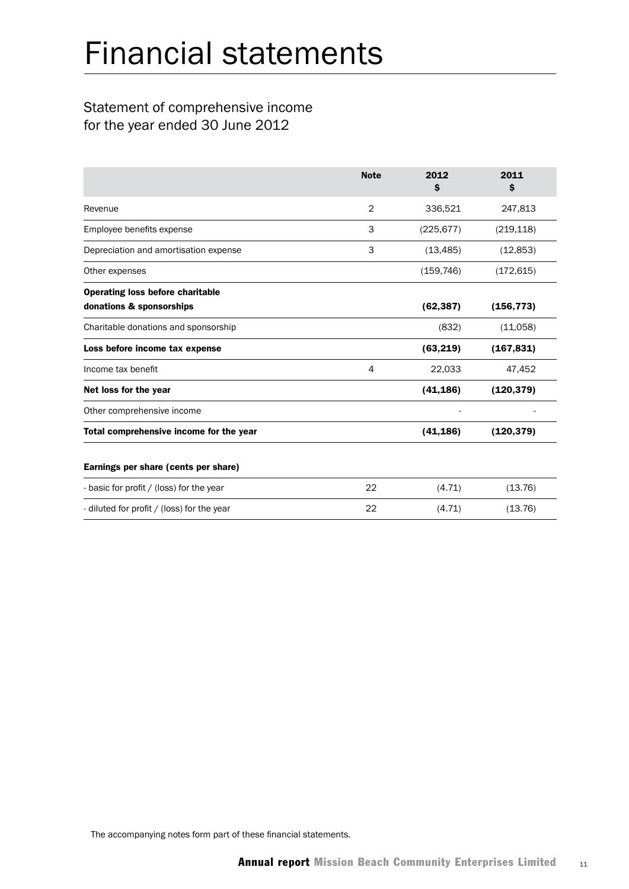# Financial statements

## Statement of comprehensive income for the year ended 30 June 2012

| | Note | 2012 $ | 2011 $ |
|---|---|---|---|
| Revenue | 2 | 336,521 | 247,813 |
| Employee benefits expense | 3 | (225,677) | (219,118) |
| Depreciation and amortisation expense | 3 | (13,485) | (12,853) |
| Other expenses | | (159,746) | (172,615) |
| **Operating loss before charitable donations & sponsorships** | | **(62,387)** | **(156,773)** |
| Charitable donations and sponsorship | | (832) | (11,058) |
| **Loss before income tax expense** | | **(63,219)** | **(167,831)** |
| Income tax benefit | 4 | 22,033 | 47,452 |
| **Net loss for the year** | | **(41,186)** | **(120,379)** |
| Other comprehensive income | | - | - |
| **Total comprehensive income for the year** | | **(41,186)** | **(120,379)** |
| | | | |
| **Earnings per share (cents per share)** | | | |
| - basic for profit / (loss) for the year | 22 | (4.71) | (13.76) |
| - diluted for profit / (loss) for the year | 22 | (4.71) | (13.76) |

The accompanying notes form part of these financial statements.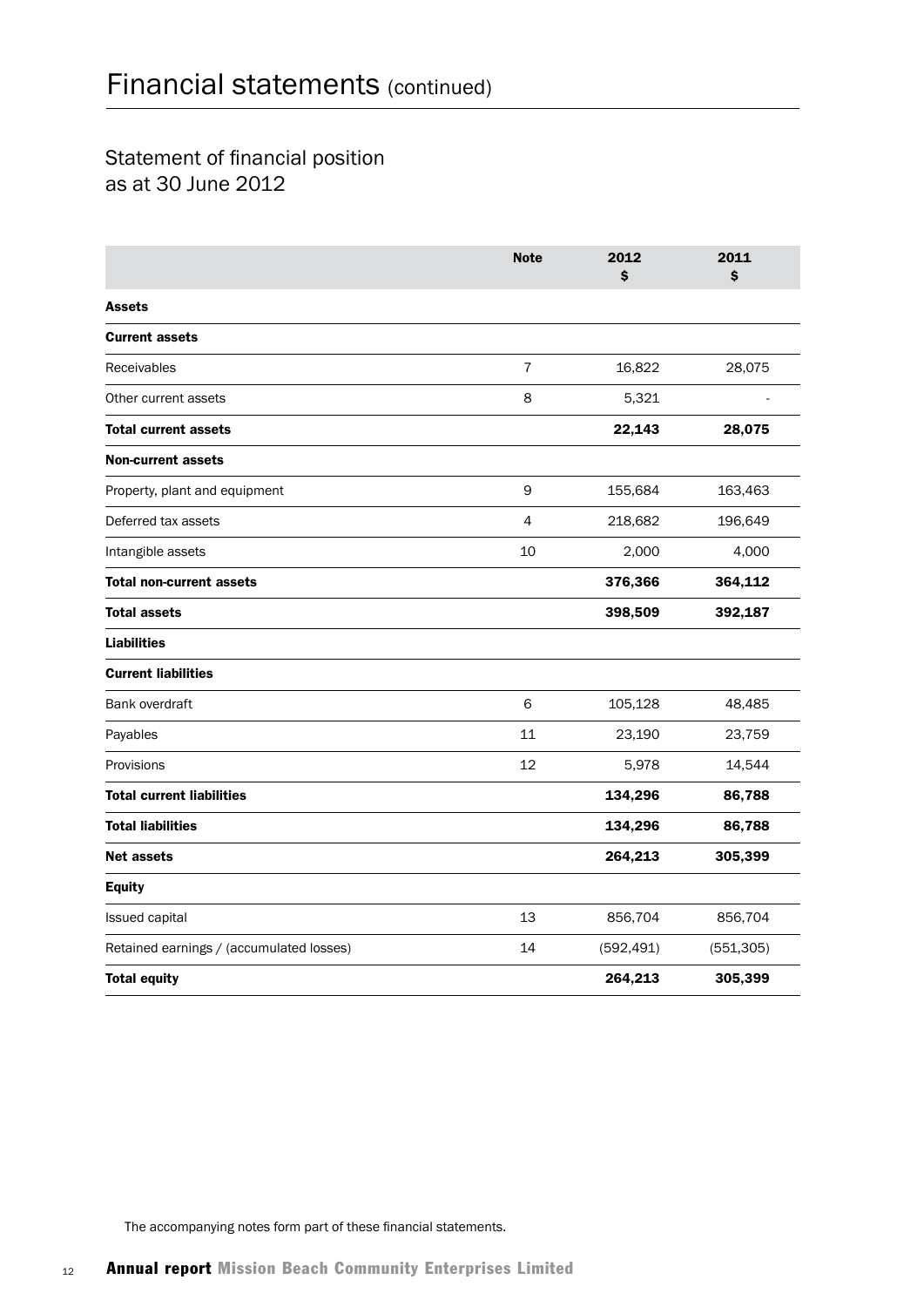# Financial statements (continued)

## Statement of financial position as at 30 June 2012

| | Note | 2012 $ | 2011 $ |
|---|---|---|---|
| **Assets** | | | |
| **Current assets** | | | |
| Receivables | 7 | 16,822 | 28,075 |
| Other current assets | 8 | 5,321 | - |
| **Total current assets** | | **22,143** | **28,075** |
| **Non-current assets** | | | |
| Property, plant and equipment | 9 | 155,684 | 163,463 |
| Deferred tax assets | 4 | 218,682 | 196,649 |
| Intangible assets | 10 | 2,000 | 4,000 |
| **Total non-current assets** | | **376,366** | **364,112** |
| **Total assets** | | **398,509** | **392,187** |
| **Liabilities** | | | |
| **Current liabilities** | | | |
| Bank overdraft | 6 | 105,128 | 48,485 |
| Payables | 11 | 23,190 | 23,759 |
| Provisions | 12 | 5,978 | 14,544 |
| **Total current liabilities** | | **134,296** | **86,788** |
| **Total liabilities** | | **134,296** | **86,788** |
| **Net assets** | | **264,213** | **305,399** |
| **Equity** | | | |
| Issued capital | 13 | 856,704 | 856,704 |
| Retained earnings / (accumulated losses) | 14 | (592,491) | (551,305) |
| **Total equity** | | **264,213** | **305,399** |

The accompanying notes form part of these financial statements.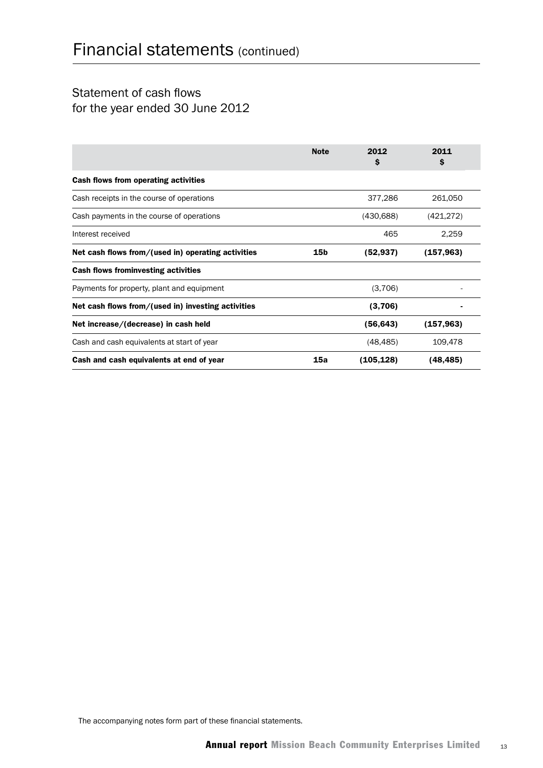# Financial statements (continued)

## Statement of cash flows for the year ended 30 June 2012

| | Note | 2012 $ | 2011 $ |
|---|---|---|---|
| **Cash flows from operating activities** | | | |
| Cash receipts in the course of operations | | 377,286 | 261,050 |
| Cash payments in the course of operations | | (430,688) | (421,272) |
| Interest received | | 465 | 2,259 |
| **Net cash flows from/(used in) operating activities** | **15b** | **(52,937)** | **(157,963)** |
| **Cash flows frominvesting activities** | | | |
| Payments for property, plant and equipment | | (3,706) | - |
| **Net cash flows from/(used in) investing activities** | | **(3,706)** | **-** |
| **Net increase/(decrease) in cash held** | | **(56,643)** | **(157,963)** |
| Cash and cash equivalents at start of year | | (48,485) | 109,478 |
| **Cash and cash equivalents at end of year** | **15a** | **(105,128)** | **(48,485)** |

The accompanying notes form part of these financial statements.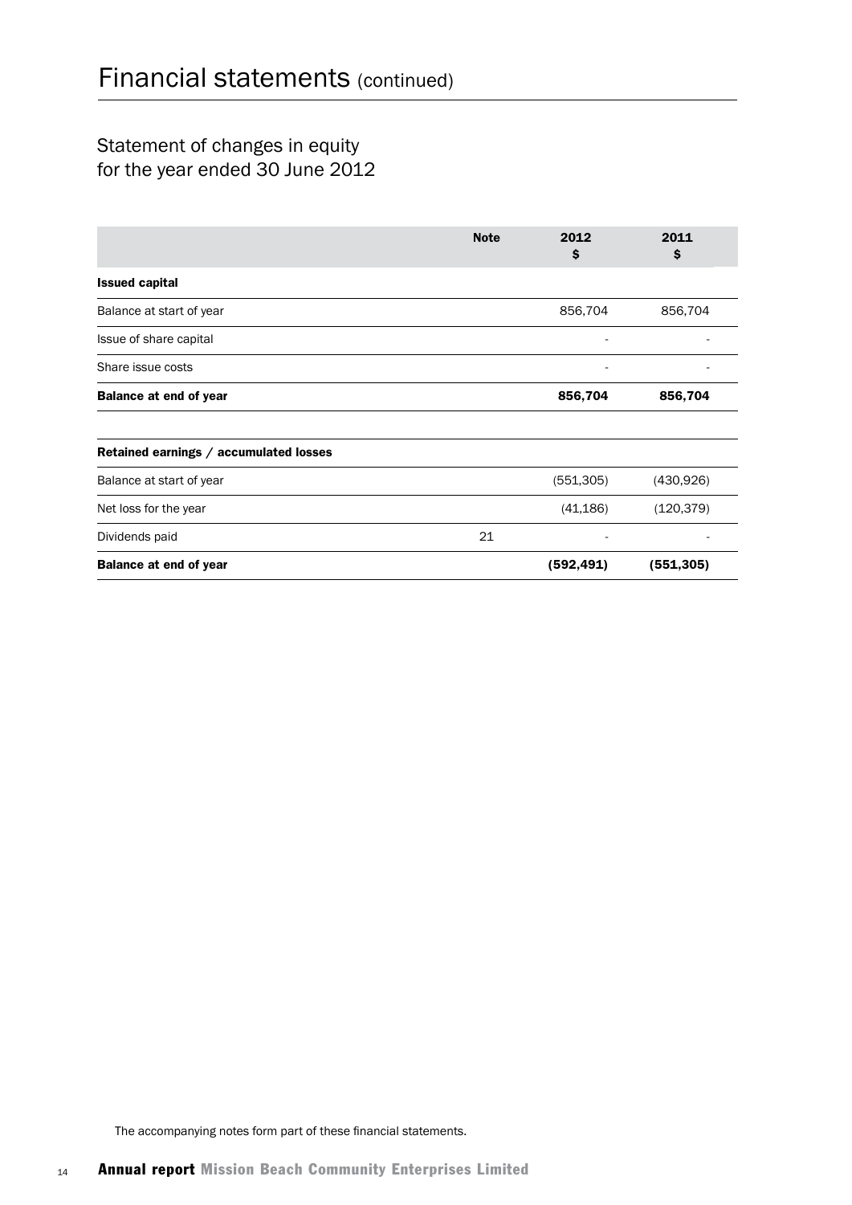# Financial statements (continued)

## Statement of changes in equity for the year ended 30 June 2012

| | Note | 2012 $ | 2011 $ |
|---|---|---|---|
| **Issued capital** | | | |
| Balance at start of year | | 856,704 | 856,704 |
| Issue of share capital | | - | - |
| Share issue costs | | - | - |
| **Balance at end of year** | | **856,704** | **856,704** |
| | | | |
| **Retained earnings / accumulated losses** | | | |
| Balance at start of year | | (551,305) | (430,926) |
| Net loss for the year | | (41,186) | (120,379) |
| Dividends paid | 21 | - | - |
| **Balance at end of year** | | **(592,491)** | **(551,305)** |

The accompanying notes form part of these financial statements.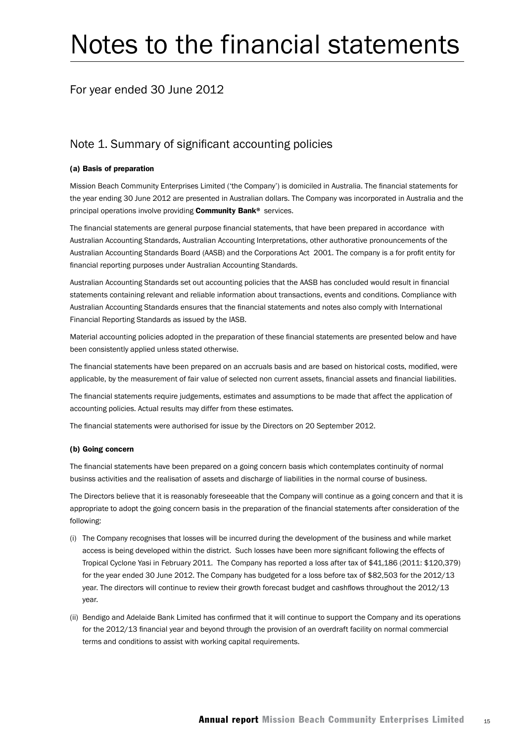# Notes to the financial statements

## For year ended 30 June 2012

## Note 1. Summary of significant accounting policies

**(a) Basis of preparation**

Mission Beach Community Enterprises Limited ('the Company') is domiciled in Australia. The financial statements for the year ending 30 June 2012 are presented in Australian dollars. The Company was incorporated in Australia and the principal operations involve providing **Community Bank®** services.

The financial statements are general purpose financial statements, that have been prepared in accordance with Australian Accounting Standards, Australian Accounting Interpretations, other authorative pronouncements of the Australian Accounting Standards Board (AASB) and the Corporations Act 2001. The company is a for profit entity for financial reporting purposes under Australian Accounting Standards.

Australian Accounting Standards set out accounting policies that the AASB has concluded would result in financial statements containing relevant and reliable information about transactions, events and conditions. Compliance with Australian Accounting Standards ensures that the financial statements and notes also comply with International Financial Reporting Standards as issued by the IASB.

Material accounting policies adopted in the preparation of these financial statements are presented below and have been consistently applied unless stated otherwise.

The financial statements have been prepared on an accruals basis and are based on historical costs, modified, were applicable, by the measurement of fair value of selected non current assets, financial assets and financial liabilities.

The financial statements require judgements, estimates and assumptions to be made that affect the application of accounting policies. Actual results may differ from these estimates.

The financial statements were authorised for issue by the Directors on 20 September 2012.

**(b) Going concern**

The financial statements have been prepared on a going concern basis which contemplates continuity of normal businss activities and the realisation of assets and discharge of liabilities in the normal course of business.

The Directors believe that it is reasonably foreseeable that the Company will continue as a going concern and that it is appropriate to adopt the going concern basis in the preparation of the financial statements after consideration of the following:

(i) The Company recognises that losses will be incurred during the development of the business and while market access is being developed within the district. Such losses have been more significant following the effects of Tropical Cyclone Yasi in February 2011. The Company has reported a loss after tax of $41,186 (2011: $120,379) for the year ended 30 June 2012. The Company has budgeted for a loss before tax of $82,503 for the 2012/13 year. The directors will continue to review their growth forecast budget and cashflows throughout the 2012/13 year.

(ii) Bendigo and Adelaide Bank Limited has confirmed that it will continue to support the Company and its operations for the 2012/13 financial year and beyond through the provision of an overdraft facility on normal commercial terms and conditions to assist with working capital requirements.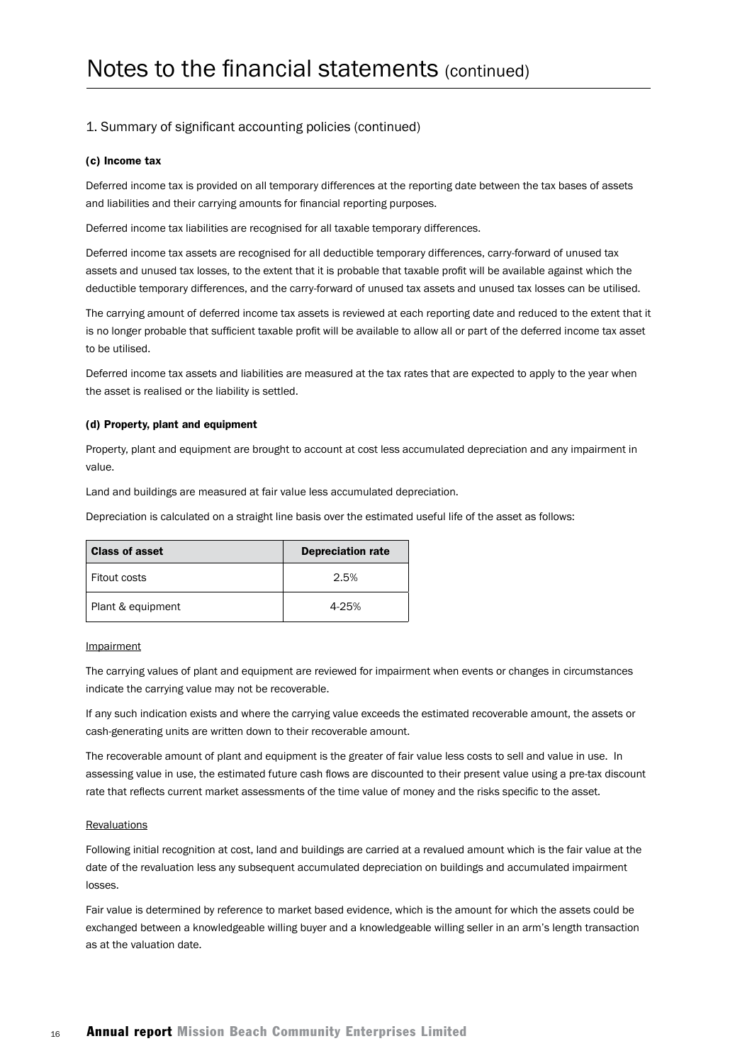# Notes to the financial statements (continued)

## 1. Summary of significant accounting policies (continued)

### (c) Income tax

Deferred income tax is provided on all temporary differences at the reporting date between the tax bases of assets and liabilities and their carrying amounts for financial reporting purposes.

Deferred income tax liabilities are recognised for all taxable temporary differences.

Deferred income tax assets are recognised for all deductible temporary differences, carry-forward of unused tax assets and unused tax losses, to the extent that it is probable that taxable profit will be available against which the deductible temporary differences, and the carry-forward of unused tax assets and unused tax losses can be utilised.

The carrying amount of deferred income tax assets is reviewed at each reporting date and reduced to the extent that it is no longer probable that sufficient taxable profit will be available to allow all or part of the deferred income tax asset to be utilised.

Deferred income tax assets and liabilities are measured at the tax rates that are expected to apply to the year when the asset is realised or the liability is settled.

### (d) Property, plant and equipment

Property, plant and equipment are brought to account at cost less accumulated depreciation and any impairment in value.

Land and buildings are measured at fair value less accumulated depreciation.

Depreciation is calculated on a straight line basis over the estimated useful life of the asset as follows:

| Class of asset | Depreciation rate |
|---|---|
| Fitout costs | 2.5% |
| Plant & equipment | 4-25% |

Impairment

The carrying values of plant and equipment are reviewed for impairment when events or changes in circumstances indicate the carrying value may not be recoverable.

If any such indication exists and where the carrying value exceeds the estimated recoverable amount, the assets or cash-generating units are written down to their recoverable amount.

The recoverable amount of plant and equipment is the greater of fair value less costs to sell and value in use. In assessing value in use, the estimated future cash flows are discounted to their present value using a pre-tax discount rate that reflects current market assessments of the time value of money and the risks specific to the asset.

Revaluations

Following initial recognition at cost, land and buildings are carried at a revalued amount which is the fair value at the date of the revaluation less any subsequent accumulated depreciation on buildings and accumulated impairment losses.

Fair value is determined by reference to market based evidence, which is the amount for which the assets could be exchanged between a knowledgeable willing buyer and a knowledgeable willing seller in an arm's length transaction as at the valuation date.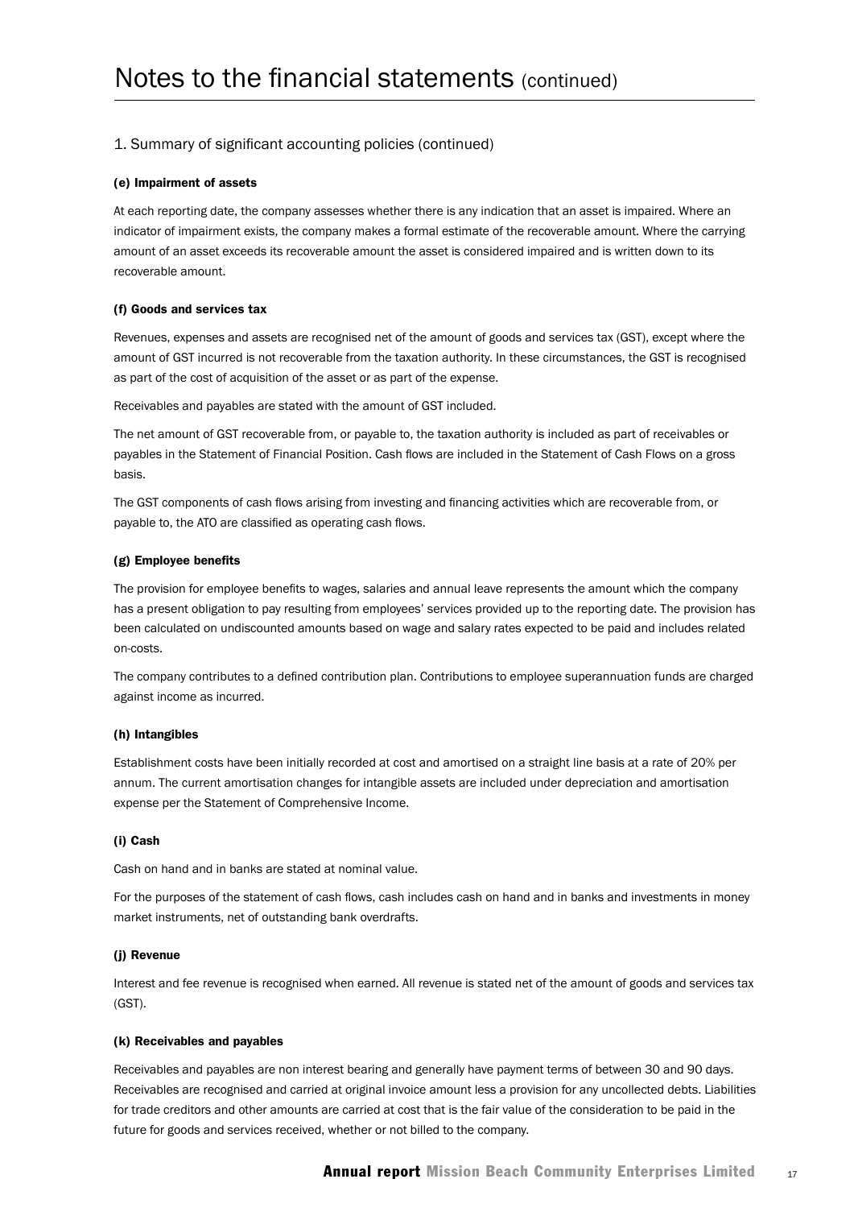# Notes to the financial statements (continued)

## 1. Summary of significant accounting policies (continued)

### (e) Impairment of assets

At each reporting date, the company assesses whether there is any indication that an asset is impaired. Where an indicator of impairment exists, the company makes a formal estimate of the recoverable amount. Where the carrying amount of an asset exceeds its recoverable amount the asset is considered impaired and is written down to its recoverable amount.

### (f) Goods and services tax

Revenues, expenses and assets are recognised net of the amount of goods and services tax (GST), except where the amount of GST incurred is not recoverable from the taxation authority. In these circumstances, the GST is recognised as part of the cost of acquisition of the asset or as part of the expense.

Receivables and payables are stated with the amount of GST included.

The net amount of GST recoverable from, or payable to, the taxation authority is included as part of receivables or payables in the Statement of Financial Position. Cash flows are included in the Statement of Cash Flows on a gross basis.

The GST components of cash flows arising from investing and financing activities which are recoverable from, or payable to, the ATO are classified as operating cash flows.

### (g) Employee benefits

The provision for employee benefits to wages, salaries and annual leave represents the amount which the company has a present obligation to pay resulting from employees' services provided up to the reporting date. The provision has been calculated on undiscounted amounts based on wage and salary rates expected to be paid and includes related on-costs.

The company contributes to a defined contribution plan. Contributions to employee superannuation funds are charged against income as incurred.

### (h) Intangibles

Establishment costs have been initially recorded at cost and amortised on a straight line basis at a rate of 20% per annum. The current amortisation changes for intangible assets are included under depreciation and amortisation expense per the Statement of Comprehensive Income.

### (i) Cash

Cash on hand and in banks are stated at nominal value.

For the purposes of the statement of cash flows, cash includes cash on hand and in banks and investments in money market instruments, net of outstanding bank overdrafts.

### (j) Revenue

Interest and fee revenue is recognised when earned. All revenue is stated net of the amount of goods and services tax (GST).

### (k) Receivables and payables

Receivables and payables are non interest bearing and generally have payment terms of between 30 and 90 days. Receivables are recognised and carried at original invoice amount less a provision for any uncollected debts. Liabilities for trade creditors and other amounts are carried at cost that is the fair value of the consideration to be paid in the future for goods and services received, whether or not billed to the company.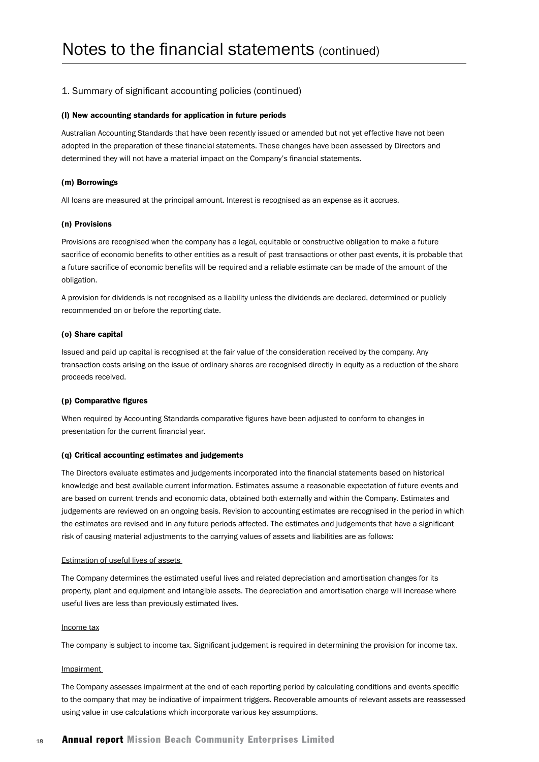# Notes to the financial statements (continued)

## 1. Summary of significant accounting policies (continued)

### (l) New accounting standards for application in future periods

Australian Accounting Standards that have been recently issued or amended but not yet effective have not been adopted in the preparation of these financial statements. These changes have been assessed by Directors and determined they will not have a material impact on the Company's financial statements.

### (m) Borrowings

All loans are measured at the principal amount. Interest is recognised as an expense as it accrues.

### (n) Provisions

Provisions are recognised when the company has a legal, equitable or constructive obligation to make a future sacrifice of economic benefits to other entities as a result of past transactions or other past events, it is probable that a future sacrifice of economic benefits will be required and a reliable estimate can be made of the amount of the obligation.

A provision for dividends is not recognised as a liability unless the dividends are declared, determined or publicly recommended on or before the reporting date.

### (o) Share capital

Issued and paid up capital is recognised at the fair value of the consideration received by the company. Any transaction costs arising on the issue of ordinary shares are recognised directly in equity as a reduction of the share proceeds received.

### (p) Comparative figures

When required by Accounting Standards comparative figures have been adjusted to conform to changes in presentation for the current financial year.

### (q) Critical accounting estimates and judgements

The Directors evaluate estimates and judgements incorporated into the financial statements based on historical knowledge and best available current information. Estimates assume a reasonable expectation of future events and are based on current trends and economic data, obtained both externally and within the Company. Estimates and judgements are reviewed on an ongoing basis. Revision to accounting estimates are recognised in the period in which the estimates are revised and in any future periods affected. The estimates and judgements that have a significant risk of causing material adjustments to the carrying values of assets and liabilities are as follows:

Estimation of useful lives of assets

The Company determines the estimated useful lives and related depreciation and amortisation changes for its property, plant and equipment and intangible assets. The depreciation and amortisation charge will increase where useful lives are less than previously estimated lives.

Income tax

The company is subject to income tax. Significant judgement is required in determining the provision for income tax.

Impairment

The Company assesses impairment at the end of each reporting period by calculating conditions and events specific to the company that may be indicative of impairment triggers. Recoverable amounts of relevant assets are reassessed using value in use calculations which incorporate various key assumptions.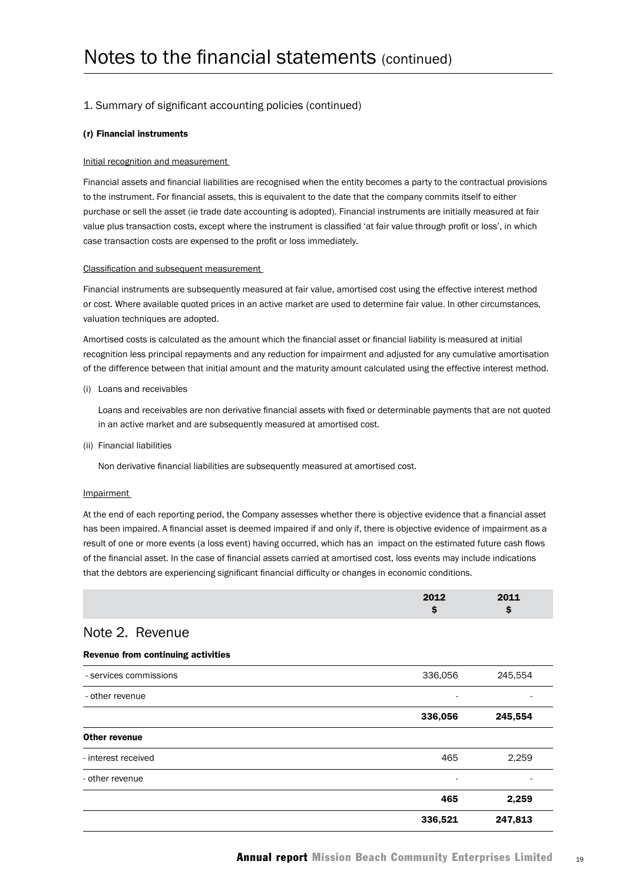# Notes to the financial statements (continued)

## 1. Summary of significant accounting policies (continued)

### (r) Financial instruments

Initial recognition and measurement

Financial assets and financial liabilities are recognised when the entity becomes a party to the contractual provisions to the instrument. For financial assets, this is equivalent to the date that the company commits itself to either purchase or sell the asset (ie trade date accounting is adopted). Financial instruments are initially measured at fair value plus transaction costs, except where the instrument is classified 'at fair value through profit or loss', in which case transaction costs are expensed to the profit or loss immediately.

Classification and subsequent measurement

Financial instruments are subsequently measured at fair value, amortised cost using the effective interest method or cost. Where available quoted prices in an active market are used to determine fair value. In other circumstances, valuation techniques are adopted.

Amortised costs is calculated as the amount which the financial asset or financial liability is measured at initial recognition less principal repayments and any reduction for impairment and adjusted for any cumulative amortisation of the difference between that initial amount and the maturity amount calculated using the effective interest method.

(i) Loans and receivables

Loans and receivables are non derivative financial assets with fixed or determinable payments that are not quoted in an active market and are subsequently measured at amortised cost.

(ii) Financial liabilities

Non derivative financial liabilities are subsequently measured at amortised cost.

Impairment

At the end of each reporting period, the Company assesses whether there is objective evidence that a financial asset has been impaired. A financial asset is deemed impaired if and only if, there is objective evidence of impairment as a result of one or more events (a loss event) having occurred, which has an impact on the estimated future cash flows of the financial asset. In the case of financial assets carried at amortised cost, loss events may include indications that the debtors are experiencing significant financial difficulty or changes in economic conditions.

## Note 2. Revenue

| | 2012 $ | 2011 $ |
|---|---|---|
| **Revenue from continuing activities** | | |
| - services commissions | 336,056 | 245,554 |
| - other revenue | - | - |
| | **336,056** | **245,554** |
| **Other revenue** | | |
| - interest received | 465 | 2,259 |
| - other revenue | - | - |
| | **465** | **2,259** |
| | **336,521** | **247,813** |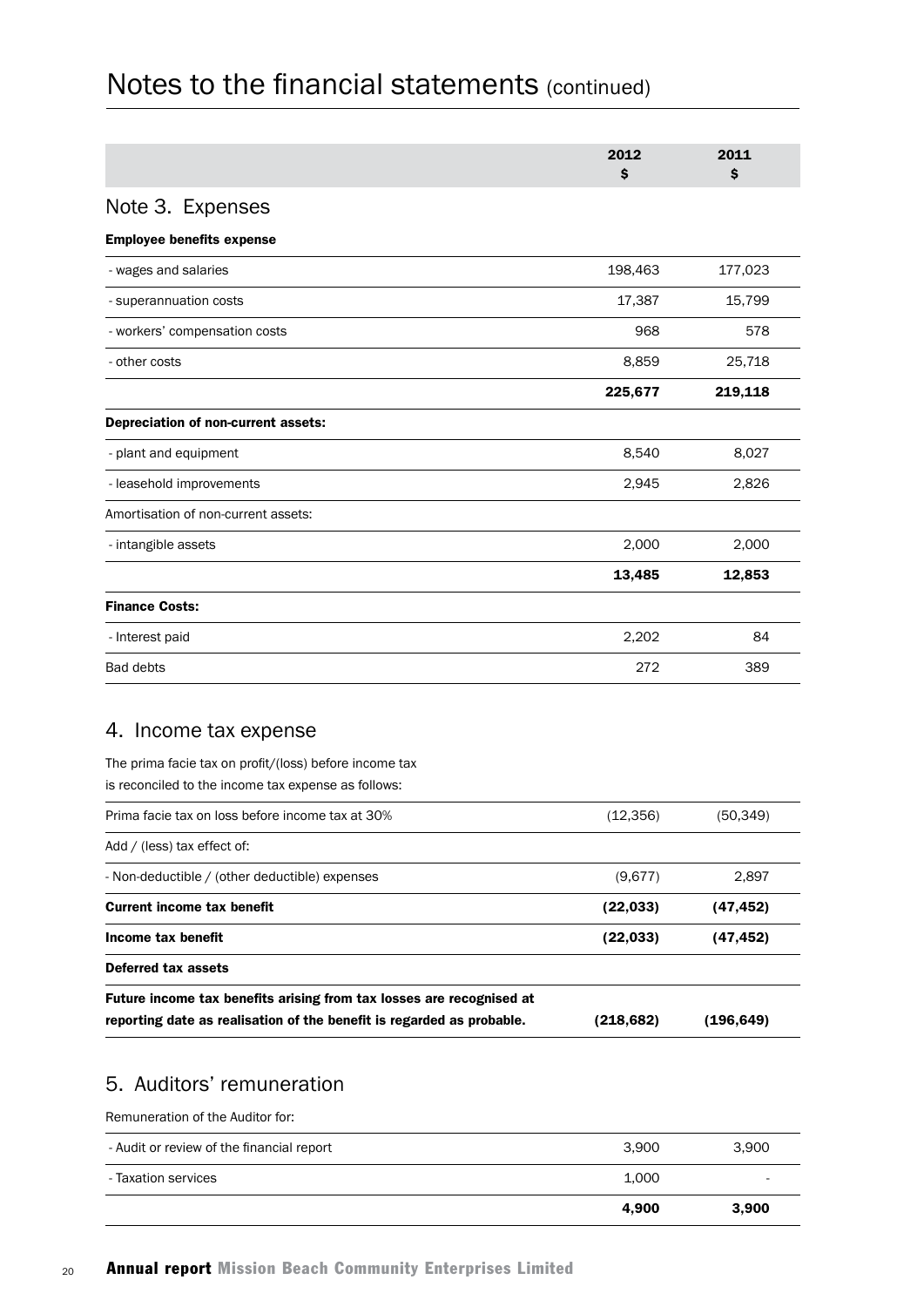# Notes to the financial statements (continued)

| | 2012 $ | 2011 $ |
|---|---|---|
| **Note 3. Expenses** | | |
| **Employee benefits expense** | | |
| - wages and salaries | 198,463 | 177,023 |
| - superannuation costs | 17,387 | 15,799 |
| - workers' compensation costs | 968 | 578 |
| - other costs | 8,859 | 25,718 |
| | **225,677** | **219,118** |
| **Depreciation of non-current assets:** | | |
| - plant and equipment | 8,540 | 8,027 |
| - leasehold improvements | 2,945 | 2,826 |
| Amortisation of non-current assets: | | |
| - intangible assets | 2,000 | 2,000 |
| | **13,485** | **12,853** |
| **Finance Costs:** | | |
| - Interest paid | 2,202 | 84 |
| Bad debts | 272 | 389 |

## 4. Income tax expense

The prima facie tax on profit/(loss) before income tax is reconciled to the income tax expense as follows:

| | 2012 $ | 2011 $ |
|---|---|---|
| Prima facie tax on loss before income tax at 30% | (12,356) | (50,349) |
| Add / (less) tax effect of: | | |
| - Non-deductible / (other deductible) expenses | (9,677) | 2,897 |
| **Current income tax benefit** | **(22,033)** | **(47,452)** |
| **Income tax benefit** | **(22,033)** | **(47,452)** |
| **Deferred tax assets** | | |
| **Future income tax benefits arising from tax losses are recognised at reporting date as realisation of the benefit is regarded as probable.** | **(218,682)** | **(196,649)** |

## 5. Auditors' remuneration

Remuneration of the Auditor for:

| | 2012 $ | 2011 $ |
|---|---|---|
| - Audit or review of the financial report | 3,900 | 3,900 |
| - Taxation services | 1,000 | - |
| | **4,900** | **3,900** |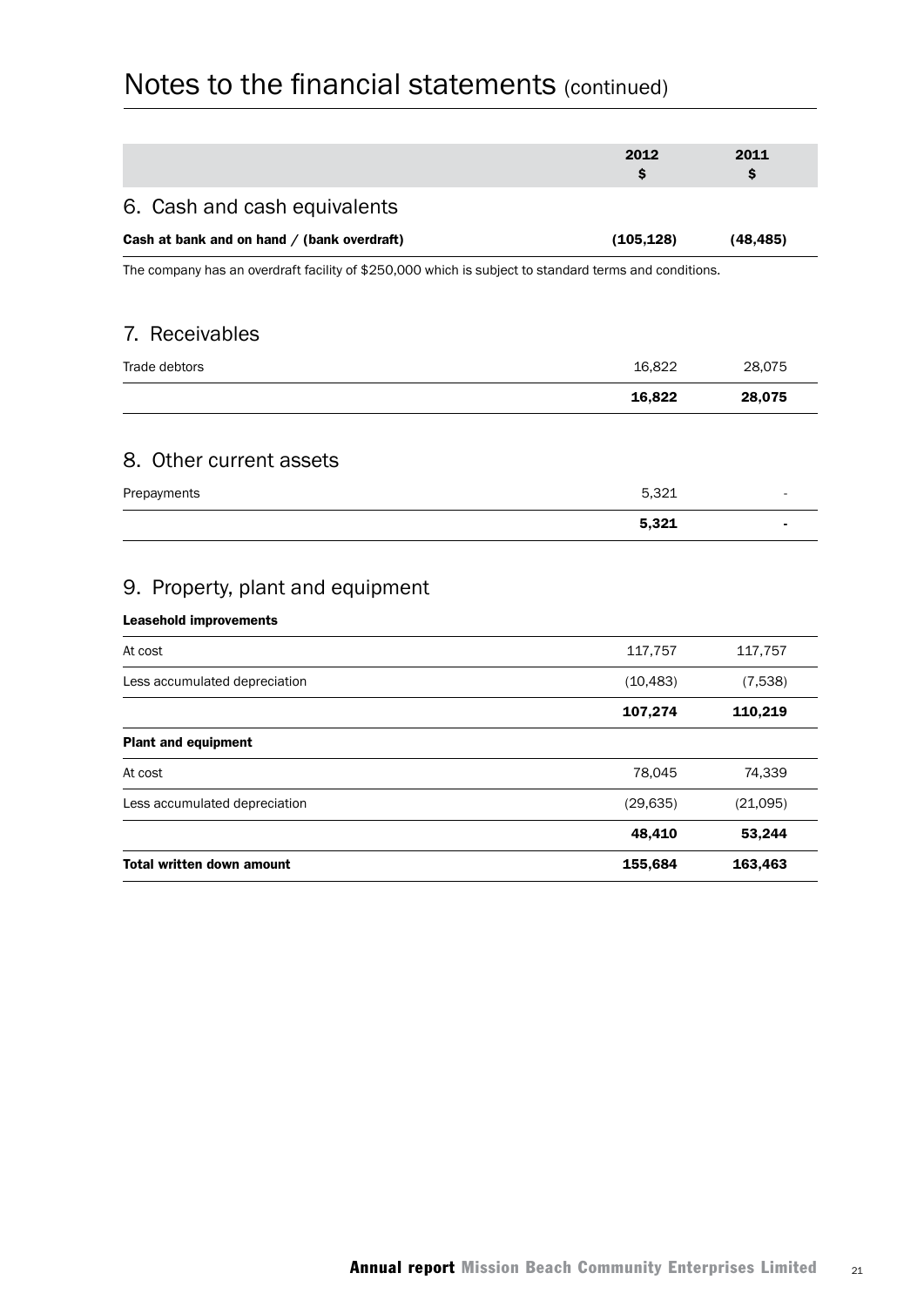# Notes to the financial statements (continued)

| | 2012<br>$ | 2011<br>$ |
|---|---|---|

## 6. Cash and cash equivalents

| | 2012<br>$ | 2011<br>$ |
|---|---|---|
| **Cash at bank and on hand / (bank overdraft)** | **(105,128)** | **(48,485)** |

The company has an overdraft facility of $250,000 which is subject to standard terms and conditions.

## 7. Receivables

| | 2012<br>$ | 2011<br>$ |
|---|---|---|
| Trade debtors | 16,822 | 28,075 |
| | **16,822** | **28,075** |

## 8. Other current assets

| | 2012<br>$ | 2011<br>$ |
|---|---|---|
| Prepayments | 5,321 | - |
| | **5,321** | **-** |

## 9. Property, plant and equipment

| | 2012<br>$ | 2011<br>$ |
|---|---|---|
| **Leasehold improvements** | | |
| At cost | 117,757 | 117,757 |
| Less accumulated depreciation | (10,483) | (7,538) |
| | **107,274** | **110,219** |
| **Plant and equipment** | | |
| At cost | 78,045 | 74,339 |
| Less accumulated depreciation | (29,635) | (21,095) |
| | **48,410** | **53,244** |
| **Total written down amount** | **155,684** | **163,463** |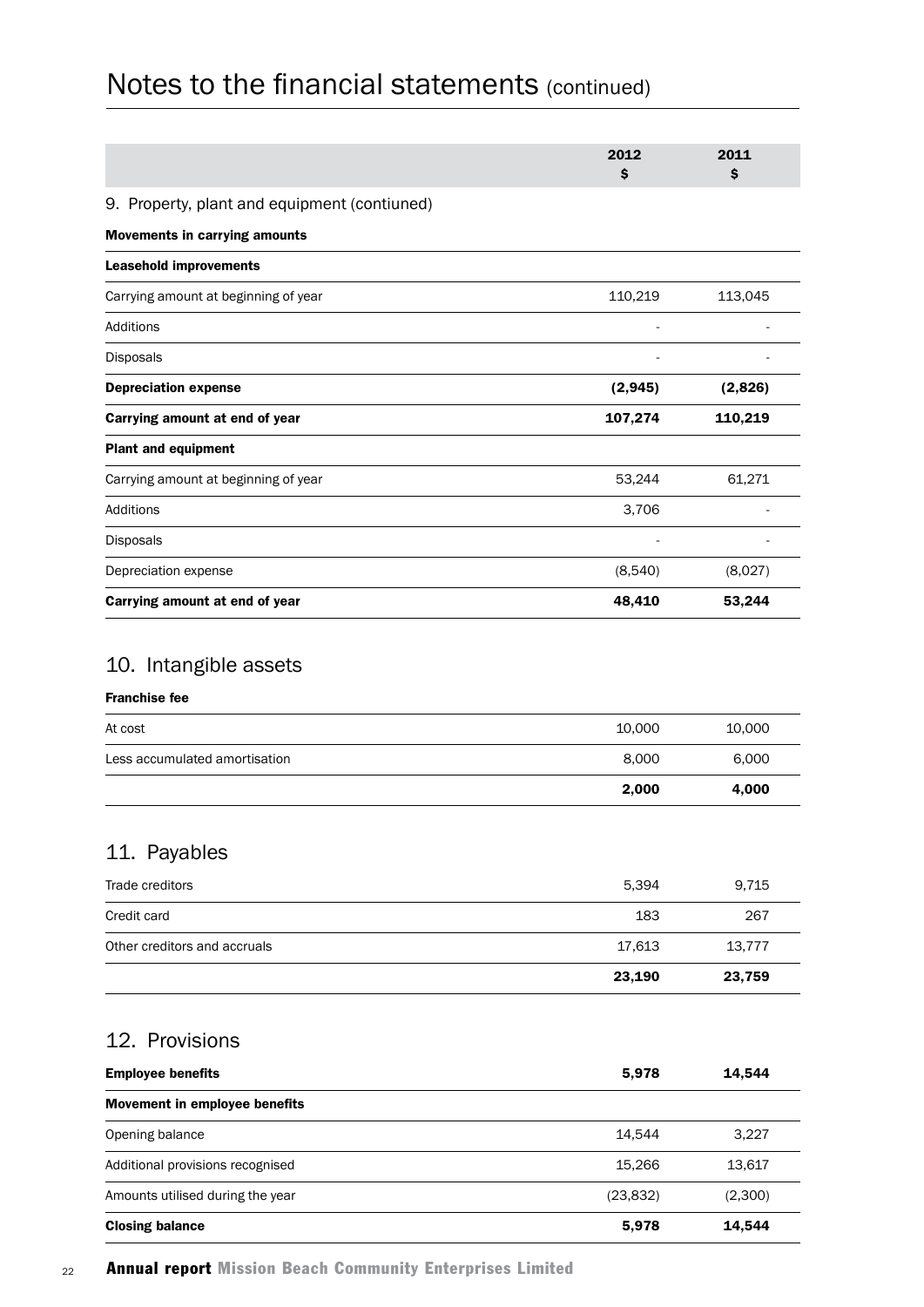# Notes to the financial statements (continued)

| | 2012<br>$ | 2011<br>$ |
|---|---|---|
| **9. Property, plant and equipment (contiuned)** | | |
| **Movements in carrying amounts** | | |
| **Leasehold improvements** | | |
| Carrying amount at beginning of year | 110,219 | 113,045 |
| Additions | - | - |
| Disposals | - | - |
| **Depreciation expense** | **(2,945)** | **(2,826)** |
| **Carrying amount at end of year** | **107,274** | **110,219** |
| **Plant and equipment** | | |
| Carrying amount at beginning of year | 53,244 | 61,271 |
| Additions | 3,706 | - |
| Disposals | - | - |
| Depreciation expense | (8,540) | (8,027) |
| **Carrying amount at end of year** | **48,410** | **53,244** |

## 10. Intangible assets

| **Franchise fee** | | |
|---|---|---|
| At cost | 10,000 | 10,000 |
| Less accumulated amortisation | 8,000 | 6,000 |
| | **2,000** | **4,000** |

## 11. Payables

| | | |
|---|---|---|
| Trade creditors | 5,394 | 9,715 |
| Credit card | 183 | 267 |
| Other creditors and accruals | 17,613 | 13,777 |
| | **23,190** | **23,759** |

## 12. Provisions

| **Employee benefits** | **5,978** | **14,544** |
|---|---|---|
| **Movement in employee benefits** | | |
| Opening balance | 14,544 | 3,227 |
| Additional provisions recognised | 15,266 | 13,617 |
| Amounts utilised during the year | (23,832) | (2,300) |
| **Closing balance** | **5,978** | **14,544** |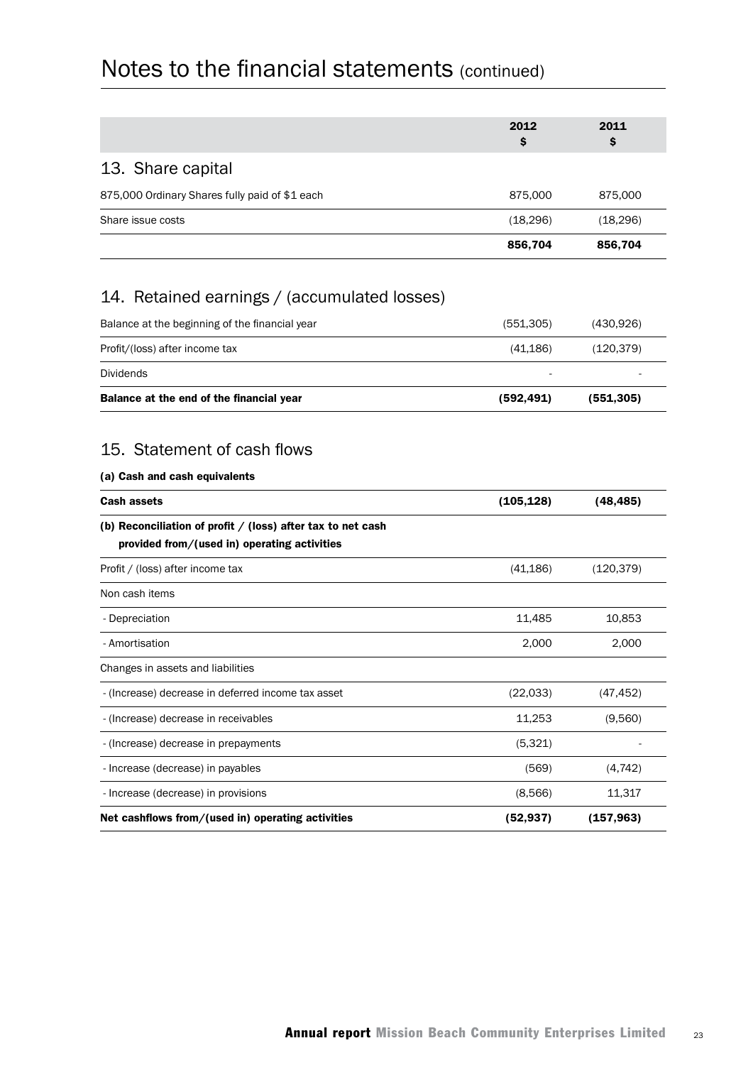# Notes to the financial statements (continued)

| | 2012 $ | 2011 $ |
|---|---|---|
| **13. Share capital** | | |
| 875,000 Ordinary Shares fully paid of $1 each | 875,000 | 875,000 |
| Share issue costs | (18,296) | (18,296) |
| | **856,704** | **856,704** |

## 14. Retained earnings / (accumulated losses)

| | 2012 $ | 2011 $ |
|---|---|---|
| Balance at the beginning of the financial year | (551,305) | (430,926) |
| Profit/(loss) after income tax | (41,186) | (120,379) |
| Dividends | - | - |
| **Balance at the end of the financial year** | **(592,491)** | **(551,305)** |

## 15. Statement of cash flows

**(a) Cash and cash equivalents**

| | 2012 $ | 2011 $ |
|---|---|---|
| **Cash assets** | **(105,128)** | **(48,485)** |
| **(b) Reconciliation of profit / (loss) after tax to net cash provided from/(used in) operating activities** | | |
| Profit / (loss) after income tax | (41,186) | (120,379) |
| Non cash items | | |
| - Depreciation | 11,485 | 10,853 |
| - Amortisation | 2,000 | 2,000 |
| Changes in assets and liabilities | | |
| - (Increase) decrease in deferred income tax asset | (22,033) | (47,452) |
| - (Increase) decrease in receivables | 11,253 | (9,560) |
| - (Increase) decrease in prepayments | (5,321) | - |
| - Increase (decrease) in payables | (569) | (4,742) |
| - Increase (decrease) in provisions | (8,566) | 11,317 |
| **Net cashflows from/(used in) operating activities** | **(52,937)** | **(157,963)** |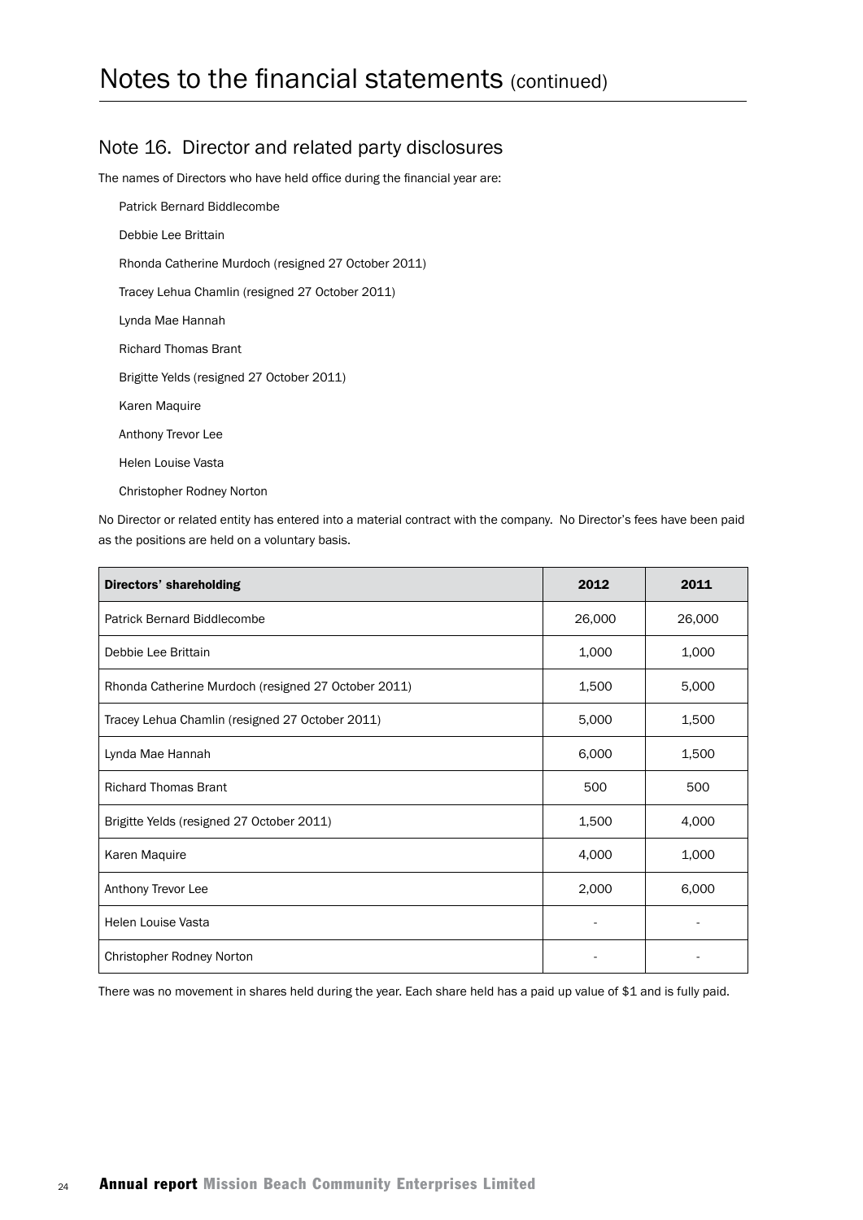# Notes to the financial statements (continued)

## Note 16. Director and related party disclosures

The names of Directors who have held office during the financial year are:

Patrick Bernard Biddlecombe

Debbie Lee Brittain

Rhonda Catherine Murdoch (resigned 27 October 2011)

Tracey Lehua Chamlin (resigned 27 October 2011)

Lynda Mae Hannah

Richard Thomas Brant

Brigitte Yelds (resigned 27 October 2011)

Karen Maquire

Anthony Trevor Lee

Helen Louise Vasta

Christopher Rodney Norton

No Director or related entity has entered into a material contract with the company. No Director's fees have been paid as the positions are held on a voluntary basis.

| Directors' shareholding | 2012 | 2011 |
|---|---|---|
| Patrick Bernard Biddlecombe | 26,000 | 26,000 |
| Debbie Lee Brittain | 1,000 | 1,000 |
| Rhonda Catherine Murdoch (resigned 27 October 2011) | 1,500 | 5,000 |
| Tracey Lehua Chamlin (resigned 27 October 2011) | 5,000 | 1,500 |
| Lynda Mae Hannah | 6,000 | 1,500 |
| Richard Thomas Brant | 500 | 500 |
| Brigitte Yelds (resigned 27 October 2011) | 1,500 | 4,000 |
| Karen Maquire | 4,000 | 1,000 |
| Anthony Trevor Lee | 2,000 | 6,000 |
| Helen Louise Vasta | - | - |
| Christopher Rodney Norton | - | - |

There was no movement in shares held during the year. Each share held has a paid up value of $1 and is fully paid.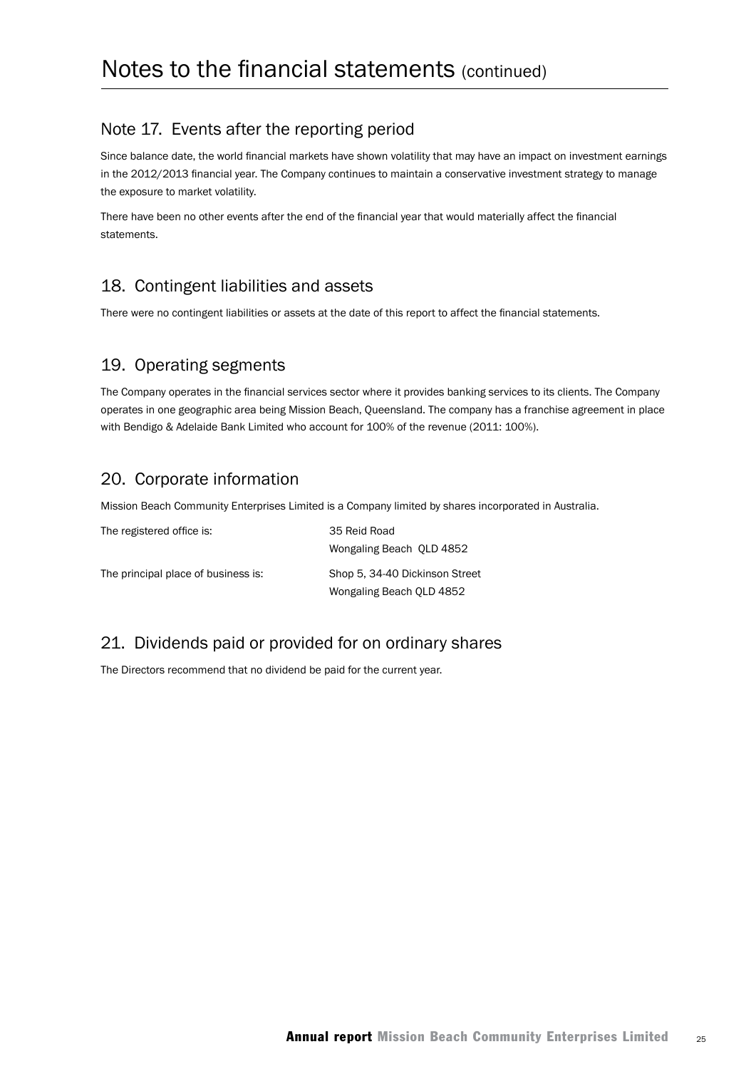# Notes to the financial statements (continued)

## Note 17. Events after the reporting period

Since balance date, the world financial markets have shown volatility that may have an impact on investment earnings in the 2012/2013 financial year. The Company continues to maintain a conservative investment strategy to manage the exposure to market volatility.

There have been no other events after the end of the financial year that would materially affect the financial statements.

## 18. Contingent liabilities and assets

There were no contingent liabilities or assets at the date of this report to affect the financial statements.

## 19. Operating segments

The Company operates in the financial services sector where it provides banking services to its clients. The Company operates in one geographic area being Mission Beach, Queensland. The company has a franchise agreement in place with Bendigo & Adelaide Bank Limited who account for 100% of the revenue (2011: 100%).

## 20. Corporate information

Mission Beach Community Enterprises Limited is a Company limited by shares incorporated in Australia.

| | |
|---|---|
| The registered office is: | 35 Reid Road<br>Wongaling Beach QLD 4852 |
| The principal place of business is: | Shop 5, 34-40 Dickinson Street<br>Wongaling Beach QLD 4852 |

## 21. Dividends paid or provided for on ordinary shares

The Directors recommend that no dividend be paid for the current year.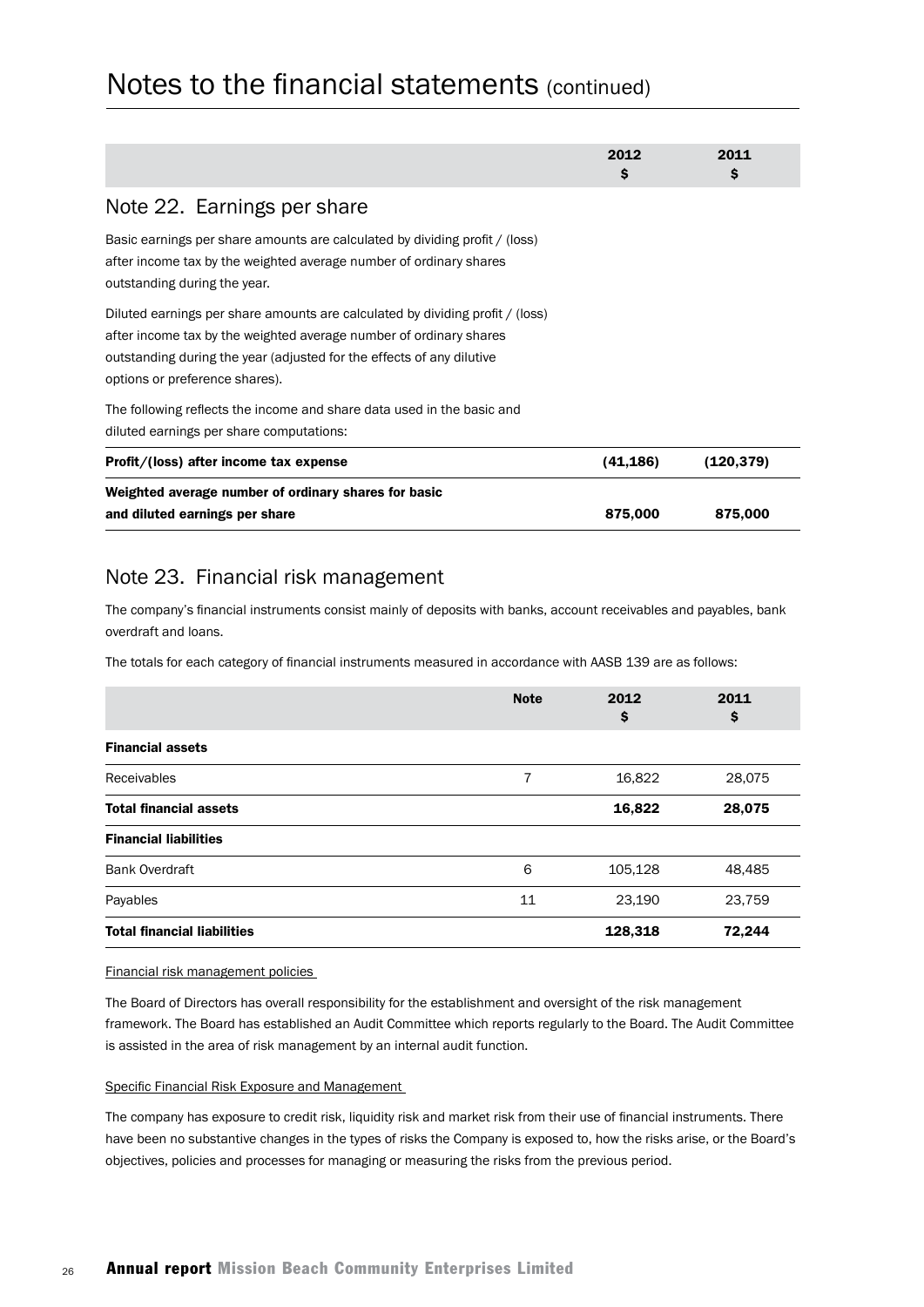# Notes to the financial statements (continued)

| | 2012 $ | 2011 $ |
|---|---|---|

## Note 22. Earnings per share

Basic earnings per share amounts are calculated by dividing profit / (loss) after income tax by the weighted average number of ordinary shares outstanding during the year.

Diluted earnings per share amounts are calculated by dividing profit / (loss) after income tax by the weighted average number of ordinary shares outstanding during the year (adjusted for the effects of any dilutive options or preference shares).

The following reflects the income and share data used in the basic and diluted earnings per share computations:

| | 2012 $ | 2011 $ |
|---|---|---|
| **Profit/(loss) after income tax expense** | **(41,186)** | **(120,379)** |
| **Weighted average number of ordinary shares for basic and diluted earnings per share** | **875,000** | **875,000** |

## Note 23. Financial risk management

The company's financial instruments consist mainly of deposits with banks, account receivables and payables, bank overdraft and loans.

The totals for each category of financial instruments measured in accordance with AASB 139 are as follows:

| | Note | 2012 $ | 2011 $ |
|---|---|---|---|
| **Financial assets** | | | |
| Receivables | 7 | 16,822 | 28,075 |
| **Total financial assets** | | **16,822** | **28,075** |
| **Financial liabilities** | | | |
| Bank Overdraft | 6 | 105,128 | 48,485 |
| Payables | 11 | 23,190 | 23,759 |
| **Total financial liabilities** | | **128,318** | **72,244** |

Financial risk management policies

The Board of Directors has overall responsibility for the establishment and oversight of the risk management framework. The Board has established an Audit Committee which reports regularly to the Board. The Audit Committee is assisted in the area of risk management by an internal audit function.

Specific Financial Risk Exposure and Management

The company has exposure to credit risk, liquidity risk and market risk from their use of financial instruments. There have been no substantive changes in the types of risks the Company is exposed to, how the risks arise, or the Board's objectives, policies and processes for managing or measuring the risks from the previous period.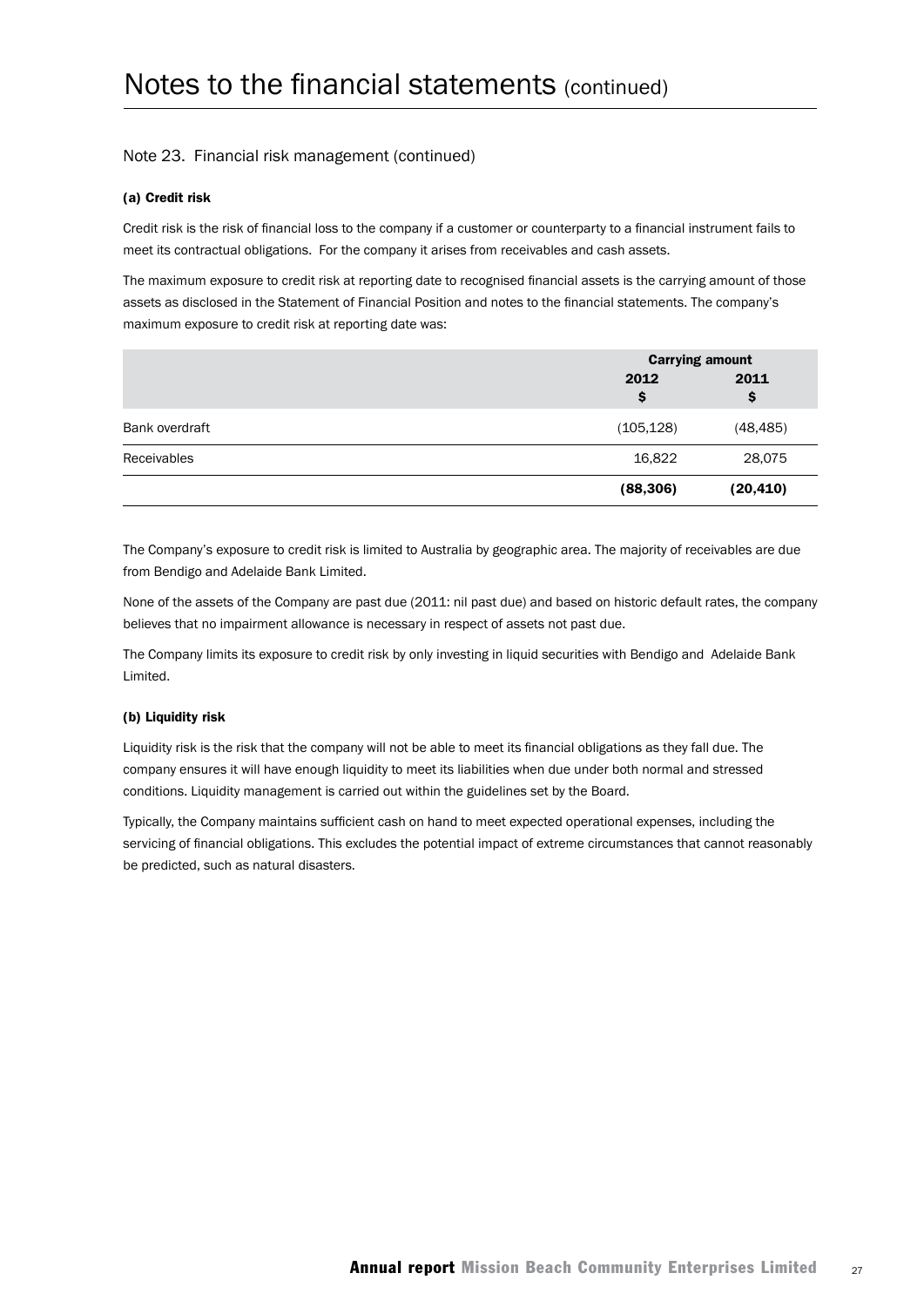# Notes to the financial statements (continued)

## Note 23. Financial risk management (continued)

### (a) Credit risk

Credit risk is the risk of financial loss to the company if a customer or counterparty to a financial instrument fails to meet its contractual obligations. For the company it arises from receivables and cash assets.

The maximum exposure to credit risk at reporting date to recognised financial assets is the carrying amount of those assets as disclosed in the Statement of Financial Position and notes to the financial statements. The company's maximum exposure to credit risk at reporting date was:

| | Carrying amount | |
|---|---|---|
| | **2012 $** | **2011 $** |
| Bank overdraft | (105,128) | (48,485) |
| Receivables | 16,822 | 28,075 |
| | **(88,306)** | **(20,410)** |

The Company's exposure to credit risk is limited to Australia by geographic area. The majority of receivables are due from Bendigo and Adelaide Bank Limited.

None of the assets of the Company are past due (2011: nil past due) and based on historic default rates, the company believes that no impairment allowance is necessary in respect of assets not past due.

The Company limits its exposure to credit risk by only investing in liquid securities with Bendigo and Adelaide Bank Limited.

### (b) Liquidity risk

Liquidity risk is the risk that the company will not be able to meet its financial obligations as they fall due. The company ensures it will have enough liquidity to meet its liabilities when due under both normal and stressed conditions. Liquidity management is carried out within the guidelines set by the Board.

Typically, the Company maintains sufficient cash on hand to meet expected operational expenses, including the servicing of financial obligations. This excludes the potential impact of extreme circumstances that cannot reasonably be predicted, such as natural disasters.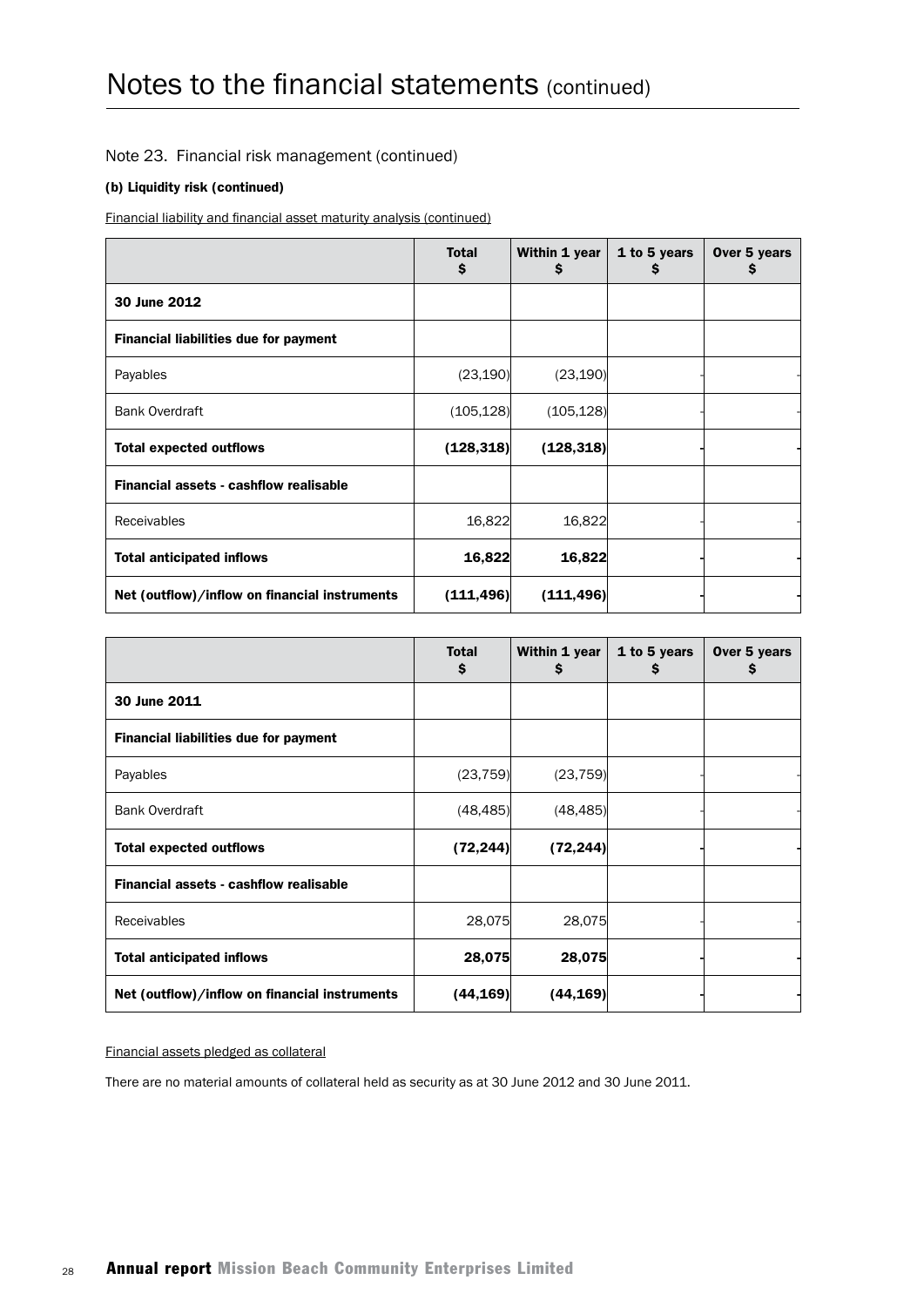# Notes to the financial statements (continued)

## Note 23. Financial risk management (continued)

### (b) Liquidity risk (continued)

Financial liability and financial asset maturity analysis (continued)

| | Total $ | Within 1 year $ | 1 to 5 years $ | Over 5 years $ |
|---|---|---|---|---|
| **30 June 2012** | | | | |
| **Financial liabilities due for payment** | | | | |
| Payables | (23,190) | (23,190) | - | - |
| Bank Overdraft | (105,128) | (105,128) | - | - |
| **Total expected outflows** | **(128,318)** | **(128,318)** | **-** | **-** |
| **Financial assets - cashflow realisable** | | | | |
| Receivables | 16,822 | 16,822 | - | - |
| **Total anticipated inflows** | **16,822** | **16,822** | **-** | **-** |
| **Net (outflow)/inflow on financial instruments** | **(111,496)** | **(111,496)** | **-** | **-** |

| | Total $ | Within 1 year $ | 1 to 5 years $ | Over 5 years $ |
|---|---|---|---|---|
| **30 June 2011** | | | | |
| **Financial liabilities due for payment** | | | | |
| Payables | (23,759) | (23,759) | - | - |
| Bank Overdraft | (48,485) | (48,485) | - | - |
| **Total expected outflows** | **(72,244)** | **(72,244)** | **-** | **-** |
| **Financial assets - cashflow realisable** | | | | |
| Receivables | 28,075 | 28,075 | - | - |
| **Total anticipated inflows** | **28,075** | **28,075** | **-** | **-** |
| **Net (outflow)/inflow on financial instruments** | **(44,169)** | **(44,169)** | **-** | **-** |

Financial assets pledged as collateral

There are no material amounts of collateral held as security as at 30 June 2012 and 30 June 2011.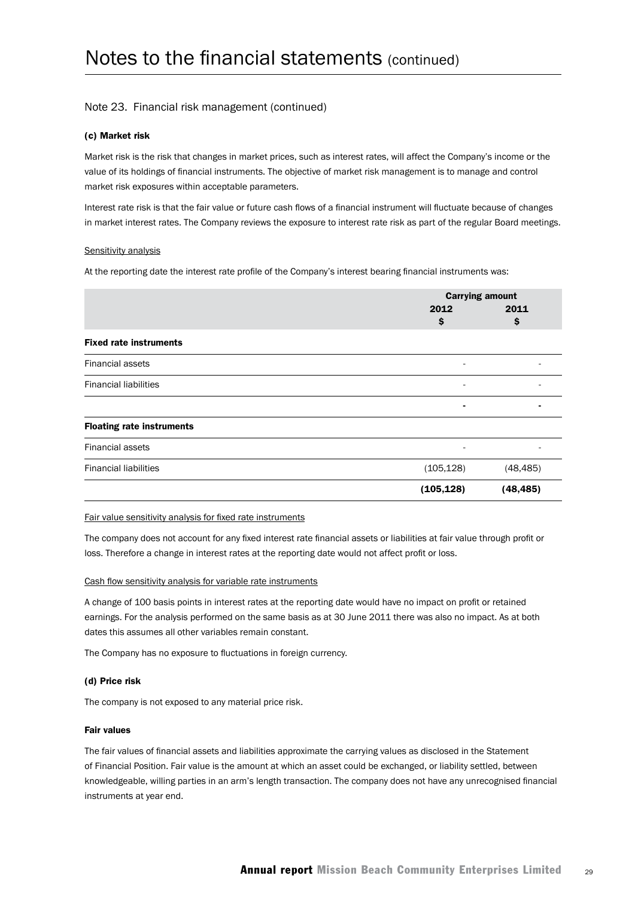# Notes to the financial statements (continued)

## Note 23. Financial risk management (continued)

### (c) Market risk

Market risk is the risk that changes in market prices, such as interest rates, will affect the Company's income or the value of its holdings of financial instruments. The objective of market risk management is to manage and control market risk exposures within acceptable parameters.

Interest rate risk is that the fair value or future cash flows of a financial instrument will fluctuate because of changes in market interest rates. The Company reviews the exposure to interest rate risk as part of the regular Board meetings.

Sensitivity analysis

At the reporting date the interest rate profile of the Company's interest bearing financial instruments was:

| | Carrying amount | |
|---|---|---|
| | 2012 $ | 2011 $ |
| **Fixed rate instruments** | | |
| Financial assets | - | - |
| Financial liabilities | - | - |
| | **-** | **-** |
| **Floating rate instruments** | | |
| Financial assets | - | - |
| Financial liabilities | (105,128) | (48,485) |
| | **(105,128)** | **(48,485)** |

Fair value sensitivity analysis for fixed rate instruments

The company does not account for any fixed interest rate financial assets or liabilities at fair value through profit or loss. Therefore a change in interest rates at the reporting date would not affect profit or loss.

Cash flow sensitivity analysis for variable rate instruments

A change of 100 basis points in interest rates at the reporting date would have no impact on profit or retained earnings. For the analysis performed on the same basis as at 30 June 2011 there was also no impact. As at both dates this assumes all other variables remain constant.

The Company has no exposure to fluctuations in foreign currency.

### (d) Price risk

The company is not exposed to any material price risk.

### Fair values

The fair values of financial assets and liabilities approximate the carrying values as disclosed in the Statement of Financial Position. Fair value is the amount at which an asset could be exchanged, or liability settled, between knowledgeable, willing parties in an arm's length transaction. The company does not have any unrecognised financial instruments at year end.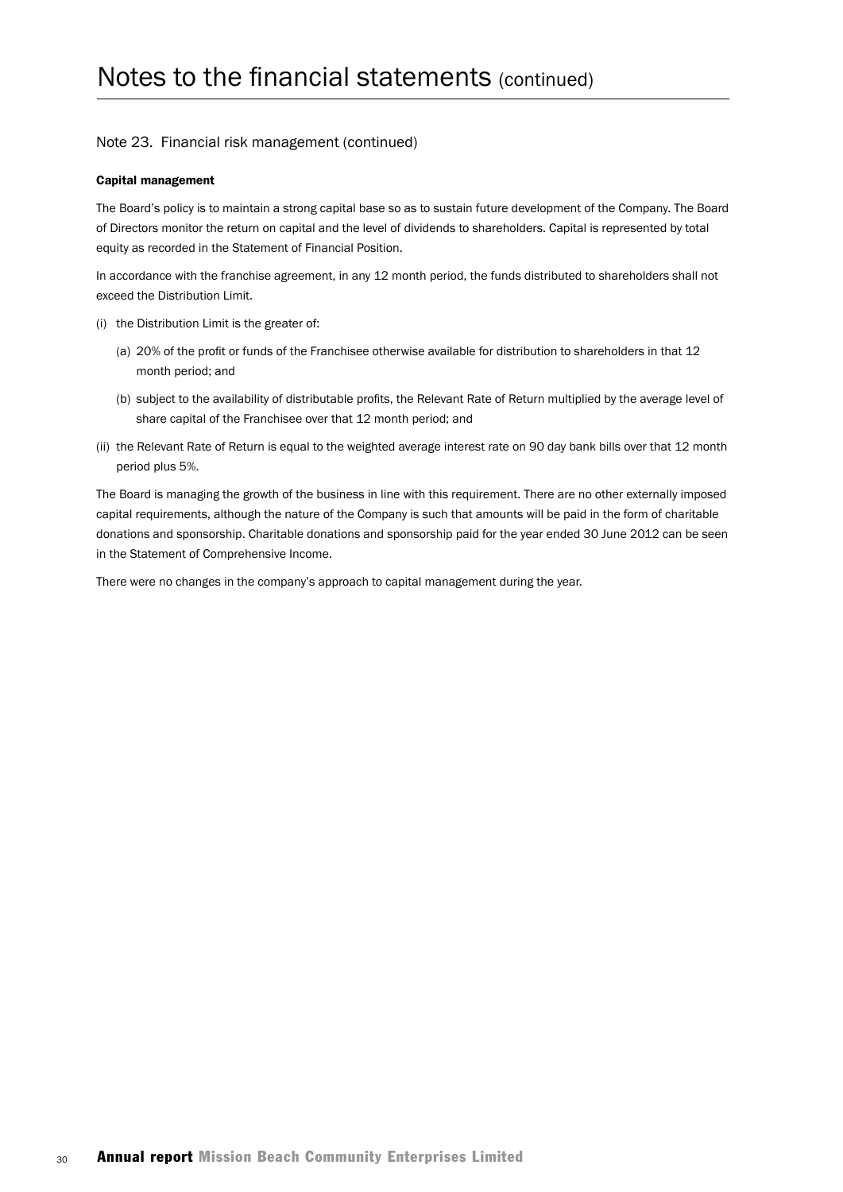## Note 23. Financial risk management (continued)

### Capital management

The Board's policy is to maintain a strong capital base so as to sustain future development of the Company. The Board of Directors monitor the return on capital and the level of dividends to shareholders. Capital is represented by total equity as recorded in the Statement of Financial Position.

In accordance with the franchise agreement, in any 12 month period, the funds distributed to shareholders shall not exceed the Distribution Limit.

(i) the Distribution Limit is the greater of:

  (a) 20% of the profit or funds of the Franchisee otherwise available for distribution to shareholders in that 12 month period; and

  (b) subject to the availability of distributable profits, the Relevant Rate of Return multiplied by the average level of share capital of the Franchisee over that 12 month period; and

(ii) the Relevant Rate of Return is equal to the weighted average interest rate on 90 day bank bills over that 12 month period plus 5%.

The Board is managing the growth of the business in line with this requirement. There are no other externally imposed capital requirements, although the nature of the Company is such that amounts will be paid in the form of charitable donations and sponsorship. Charitable donations and sponsorship paid for the year ended 30 June 2012 can be seen in the Statement of Comprehensive Income.

There were no changes in the company's approach to capital management during the year.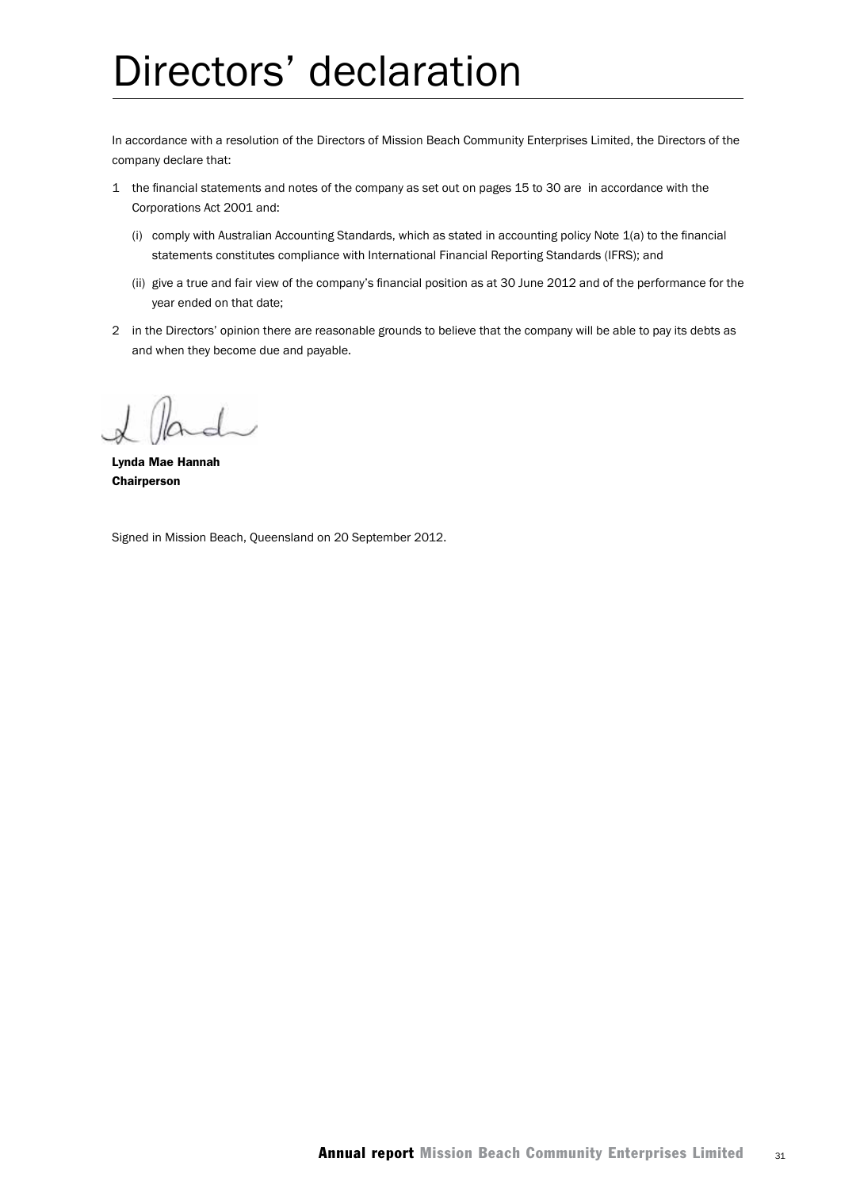# Directors' declaration

In accordance with a resolution of the Directors of Mission Beach Community Enterprises Limited, the Directors of the company declare that:

1. the financial statements and notes of the company as set out on pages 15 to 30 are in accordance with the Corporations Act 2001 and:
   - (i) comply with Australian Accounting Standards, which as stated in accounting policy Note 1(a) to the financial statements constitutes compliance with International Financial Reporting Standards (IFRS); and
   - (ii) give a true and fair view of the company's financial position as at 30 June 2012 and of the performance for the year ended on that date;
2. in the Directors' opinion there are reasonable grounds to believe that the company will be able to pay its debts as and when they become due and payable.

**Lynda Mae Hannah**
**Chairperson**

Signed in Mission Beach, Queensland on 20 September 2012.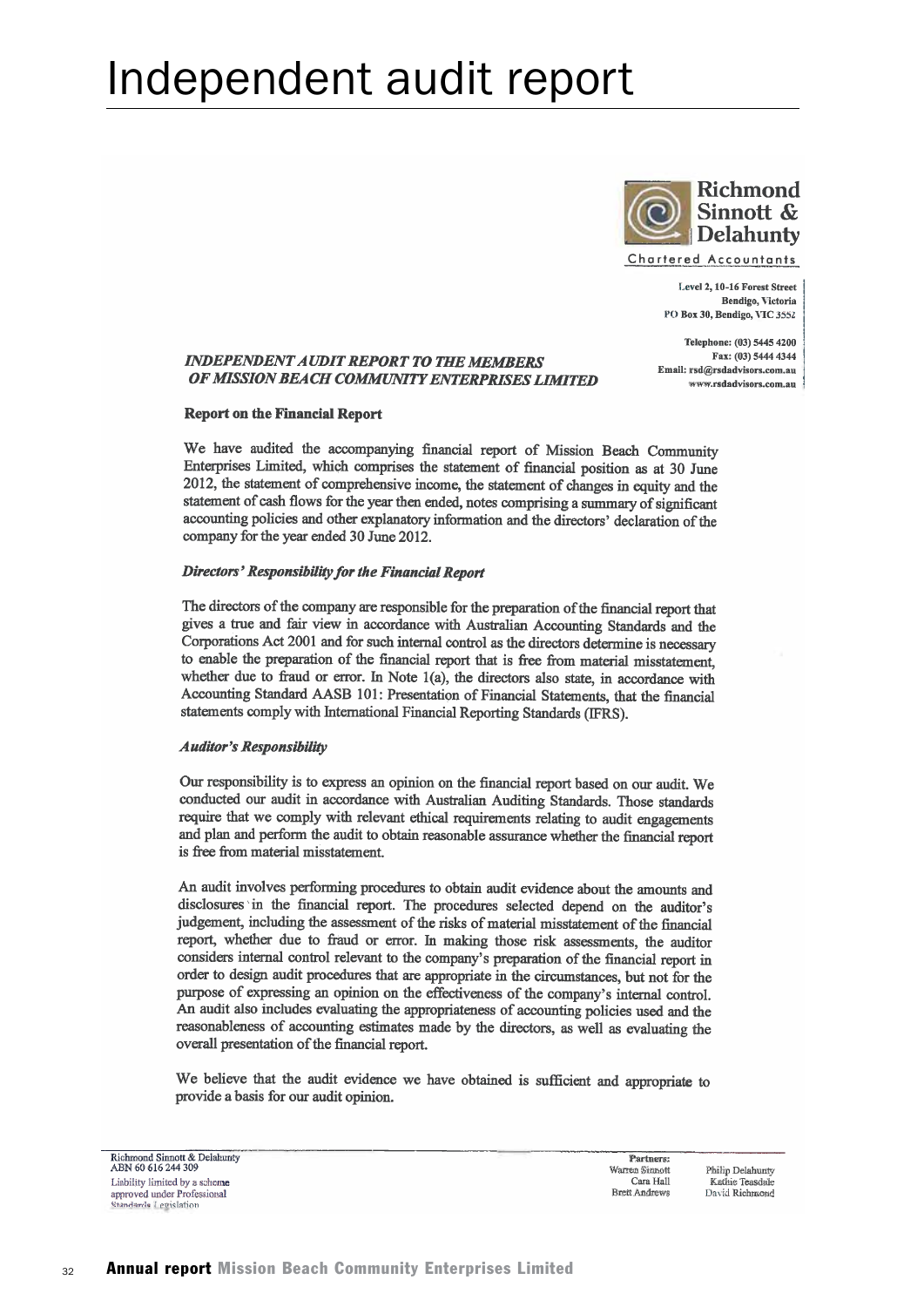# Independent audit report

**Richmond Sinnott & Delahunty**

Chartered Accountants

Level 2, 10-16 Forest Street
Bendigo, Victoria
PO Box 30, Bendigo, VIC 3552

Telephone: (03) 5445 4200
Fax: (03) 5444 4344
Email: rsd@rsdadvisors.com.au
www.rsdadvisors.com.au

***INDEPENDENT AUDIT REPORT TO THE MEMBERS OF MISSION BEACH COMMUNITY ENTERPRISES LIMITED***

**Report on the Financial Report**

We have audited the accompanying financial report of Mission Beach Community Enterprises Limited, which comprises the statement of financial position as at 30 June 2012, the statement of comprehensive income, the statement of changes in equity and the statement of cash flows for the year then ended, notes comprising a summary of significant accounting policies and other explanatory information and the directors' declaration of the company for the year ended 30 June 2012.

***Directors' Responsibility for the Financial Report***

The directors of the company are responsible for the preparation of the financial report that gives a true and fair view in accordance with Australian Accounting Standards and the Corporations Act 2001 and for such internal control as the directors determine is necessary to enable the preparation of the financial report that is free from material misstatement, whether due to fraud or error. In Note 1(a), the directors also state, in accordance with Accounting Standard AASB 101: Presentation of Financial Statements, that the financial statements comply with International Financial Reporting Standards (IFRS).

***Auditor's Responsibility***

Our responsibility is to express an opinion on the financial report based on our audit. We conducted our audit in accordance with Australian Auditing Standards. Those standards require that we comply with relevant ethical requirements relating to audit engagements and plan and perform the audit to obtain reasonable assurance whether the financial report is free from material misstatement.

An audit involves performing procedures to obtain audit evidence about the amounts and disclosures in the financial report. The procedures selected depend on the auditor's judgement, including the assessment of the risks of material misstatement of the financial report, whether due to fraud or error. In making those risk assessments, the auditor considers internal control relevant to the company's preparation of the financial report in order to design audit procedures that are appropriate in the circumstances, but not for the purpose of expressing an opinion on the effectiveness of the company's internal control. An audit also includes evaluating the appropriateness of accounting policies used and the reasonableness of accounting estimates made by the directors, as well as evaluating the overall presentation of the financial report.

We believe that the audit evidence we have obtained is sufficient and appropriate to provide a basis for our audit opinion.

Richmond Sinnott & Delahunty
ABN 60 616 244 309
Liability limited by a scheme approved under Professional Standards Legislation

Partners:
Warren Sinnott
Cara Hall
Brett Andrews
Philip Delahunty
Kathie Teasdale
David Richmond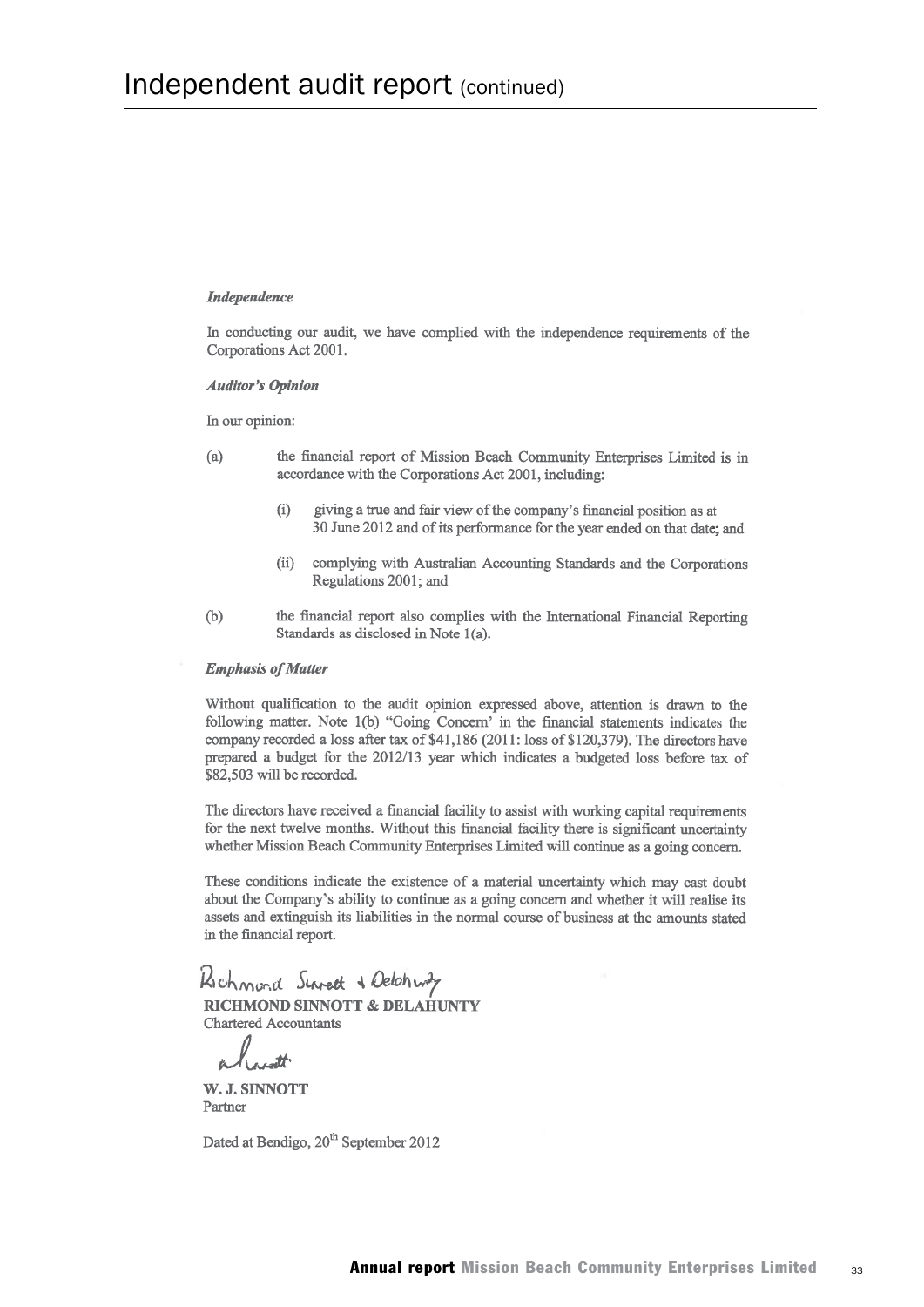# Independent audit report (continued)

***Independence***

In conducting our audit, we have complied with the independence requirements of the Corporations Act 2001.

***Auditor's Opinion***

In our opinion:

(a) the financial report of Mission Beach Community Enterprises Limited is in accordance with the Corporations Act 2001, including:

(i) giving a true and fair view of the company's financial position as at 30 June 2012 and of its performance for the year ended on that date; and

(ii) complying with Australian Accounting Standards and the Corporations Regulations 2001; and

(b) the financial report also complies with the International Financial Reporting Standards as disclosed in Note 1(a).

***Emphasis of Matter***

Without qualification to the audit opinion expressed above, attention is drawn to the following matter. Note 1(b) "Going Concern' in the financial statements indicates the company recorded a loss after tax of $41,186 (2011: loss of $120,379). The directors have prepared a budget for the 2012/13 year which indicates a budgeted loss before tax of $82,503 will be recorded.

The directors have received a financial facility to assist with working capital requirements for the next twelve months. Without this financial facility there is significant uncertainty whether Mission Beach Community Enterprises Limited will continue as a going concern.

These conditions indicate the existence of a material uncertainty which may cast doubt about the Company's ability to continue as a going concern and whether it will realise its assets and extinguish its liabilities in the normal course of business at the amounts stated in the financial report.

Richmond Sinnott & Delahunty

**RICHMOND SINNOTT & DELAHUNTY**
Chartered Accountants

**W. J. SINNOTT**
Partner

Dated at Bendigo, 20th September 2012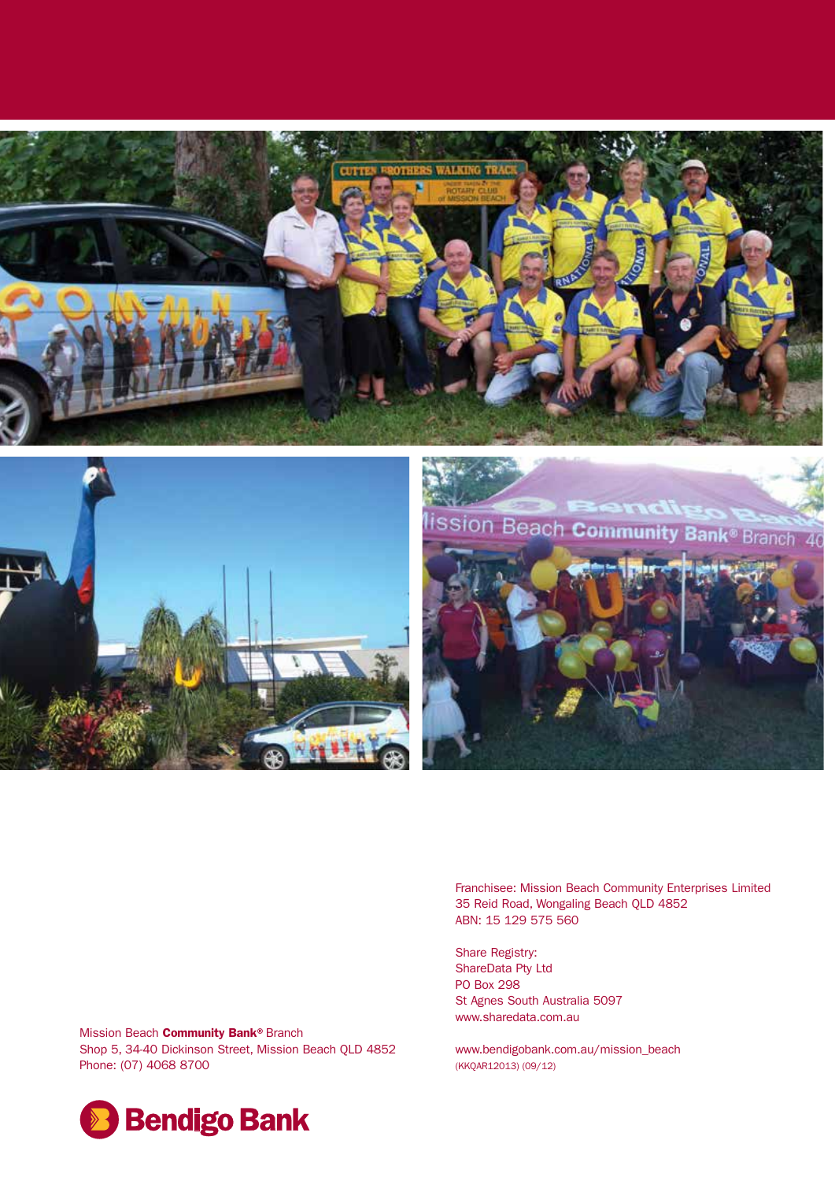Mission Beach **Community Bank**® Branch
Shop 5, 34-40 Dickinson Street, Mission Beach QLD 4852
Phone: (07) 4068 8700

Franchisee: Mission Beach Community Enterprises Limited
35 Reid Road, Wongaling Beach QLD 4852
ABN: 15 129 575 560

Share Registry:
ShareData Pty Ltd
PO Box 298
St Agnes South Australia 5097
www.sharedata.com.au

www.bendigobank.com.au/mission_beach
(KKQAR12013) (09/12)

Bendigo Bank